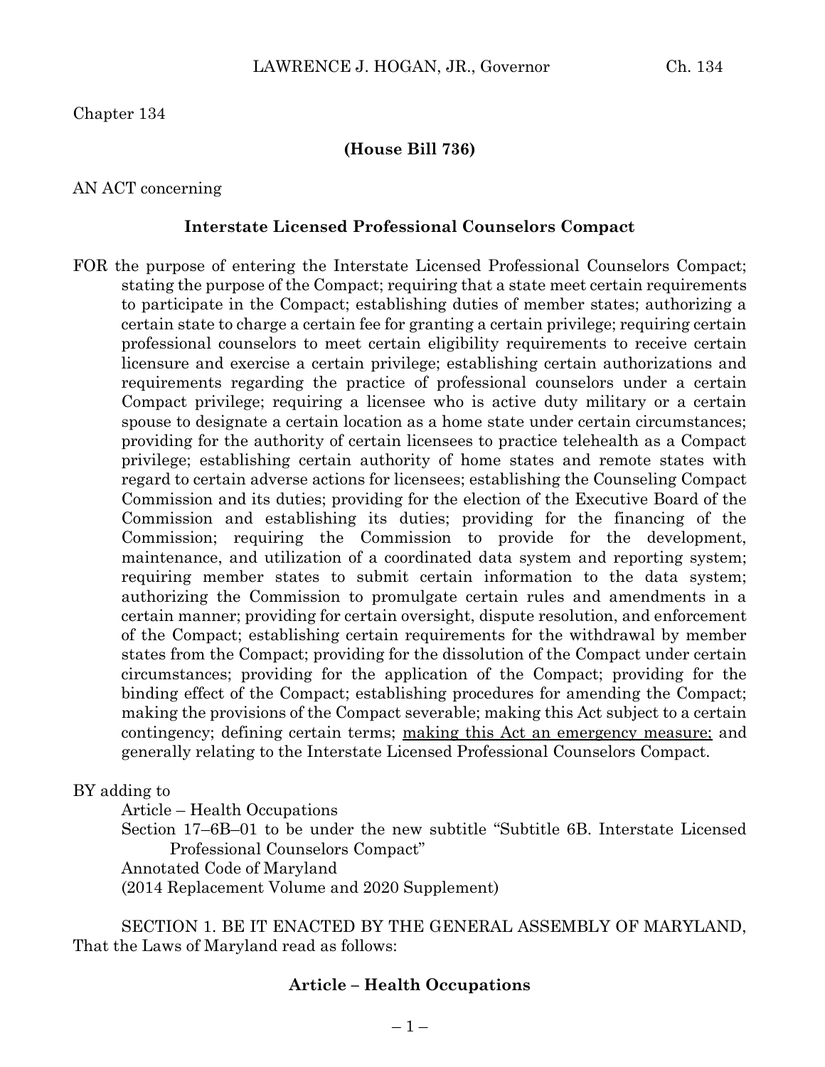Chapter 134

**(House Bill 736)**

AN ACT concerning

**Interstate Licensed Professional Counselors Compact**

FOR the purpose of entering the Interstate Licensed Professional Counselors Compact; stating the purpose of the Compact; requiring that a state meet certain requirements to participate in the Compact; establishing duties of member states; authorizing a certain state to charge a certain fee for granting a certain privilege; requiring certain professional counselors to meet certain eligibility requirements to receive certain licensure and exercise a certain privilege; establishing certain authorizations and requirements regarding the practice of professional counselors under a certain Compact privilege; requiring a licensee who is active duty military or a certain spouse to designate a certain location as a home state under certain circumstances; providing for the authority of certain licensees to practice telehealth as a Compact privilege; establishing certain authority of home states and remote states with regard to certain adverse actions for licensees; establishing the Counseling Compact Commission and its duties; providing for the election of the Executive Board of the Commission and establishing its duties; providing for the financing of the Commission; requiring the Commission to provide for the development, maintenance, and utilization of a coordinated data system and reporting system; requiring member states to submit certain information to the data system; authorizing the Commission to promulgate certain rules and amendments in a certain manner; providing for certain oversight, dispute resolution, and enforcement of the Compact; establishing certain requirements for the withdrawal by member states from the Compact; providing for the dissolution of the Compact under certain circumstances; providing for the application of the Compact; providing for the binding effect of the Compact; establishing procedures for amending the Compact; making the provisions of the Compact severable; making this Act subject to a certain contingency; defining certain terms; <u>making this Act an emergency measure;</u> and generally relating to the Interstate Licensed Professional Counselors Compact.

BY adding to
Article – Health Occupations
Section 17–6B–01 to be under the new subtitle "Subtitle 6B. Interstate Licensed Professional Counselors Compact"
Annotated Code of Maryland
(2014 Replacement Volume and 2020 Supplement)

SECTION 1. BE IT ENACTED BY THE GENERAL ASSEMBLY OF MARYLAND, That the Laws of Maryland read as follows:

**Article – Health Occupations**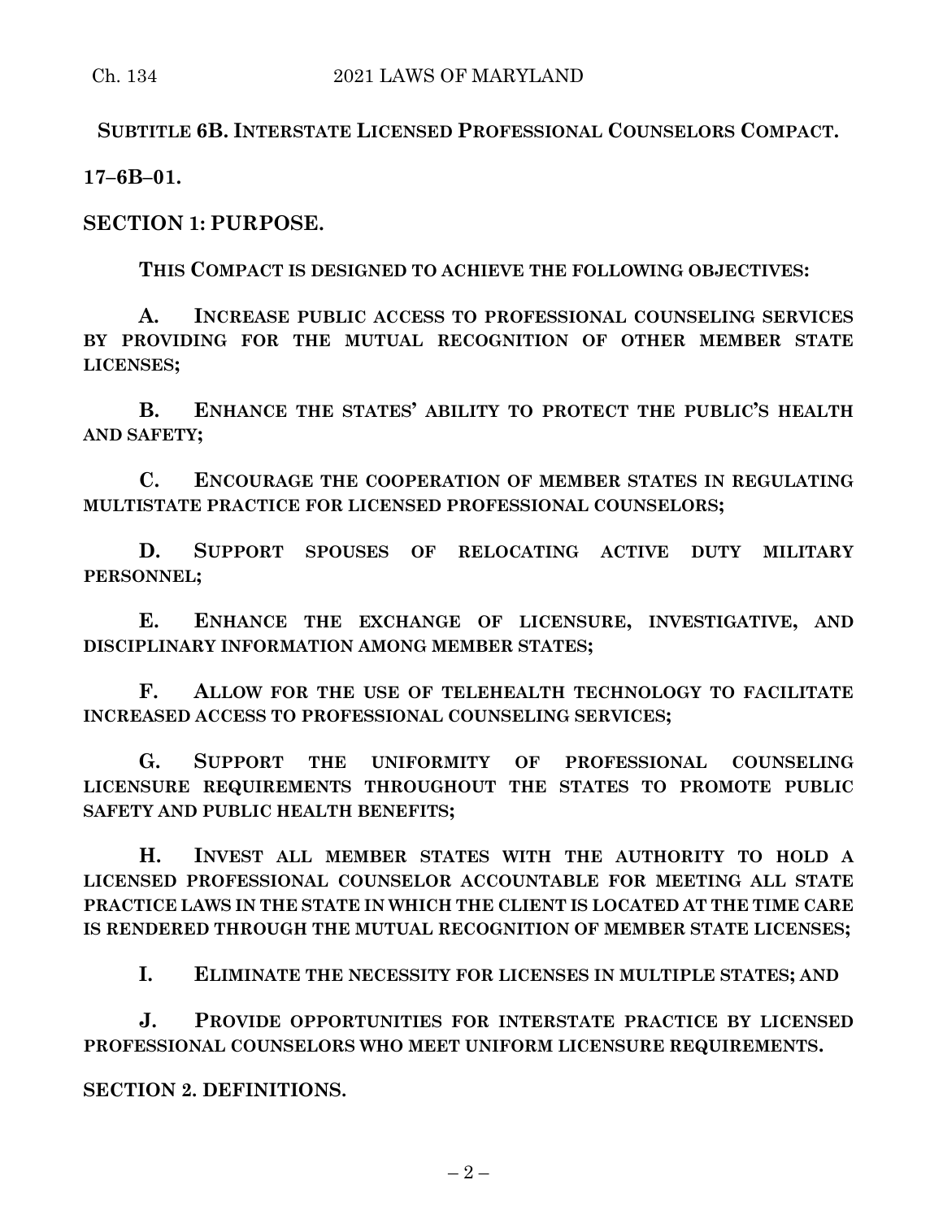**SUBTITLE 6B. INTERSTATE LICENSED PROFESSIONAL COUNSELORS COMPACT.**

**17–6B–01.**

**SECTION 1: PURPOSE.**

**THIS COMPACT IS DESIGNED TO ACHIEVE THE FOLLOWING OBJECTIVES:**

**A. INCREASE PUBLIC ACCESS TO PROFESSIONAL COUNSELING SERVICES BY PROVIDING FOR THE MUTUAL RECOGNITION OF OTHER MEMBER STATE LICENSES;**

**B. ENHANCE THE STATES' ABILITY TO PROTECT THE PUBLIC'S HEALTH AND SAFETY;**

**C. ENCOURAGE THE COOPERATION OF MEMBER STATES IN REGULATING MULTISTATE PRACTICE FOR LICENSED PROFESSIONAL COUNSELORS;**

**D. SUPPORT SPOUSES OF RELOCATING ACTIVE DUTY MILITARY PERSONNEL;**

**E. ENHANCE THE EXCHANGE OF LICENSURE, INVESTIGATIVE, AND DISCIPLINARY INFORMATION AMONG MEMBER STATES;**

**F. ALLOW FOR THE USE OF TELEHEALTH TECHNOLOGY TO FACILITATE INCREASED ACCESS TO PROFESSIONAL COUNSELING SERVICES;**

**G. SUPPORT THE UNIFORMITY OF PROFESSIONAL COUNSELING LICENSURE REQUIREMENTS THROUGHOUT THE STATES TO PROMOTE PUBLIC SAFETY AND PUBLIC HEALTH BENEFITS;**

**H. INVEST ALL MEMBER STATES WITH THE AUTHORITY TO HOLD A LICENSED PROFESSIONAL COUNSELOR ACCOUNTABLE FOR MEETING ALL STATE PRACTICE LAWS IN THE STATE IN WHICH THE CLIENT IS LOCATED AT THE TIME CARE IS RENDERED THROUGH THE MUTUAL RECOGNITION OF MEMBER STATE LICENSES;**

**I. ELIMINATE THE NECESSITY FOR LICENSES IN MULTIPLE STATES; AND**

**J. PROVIDE OPPORTUNITIES FOR INTERSTATE PRACTICE BY LICENSED PROFESSIONAL COUNSELORS WHO MEET UNIFORM LICENSURE REQUIREMENTS.**

**SECTION 2. DEFINITIONS.**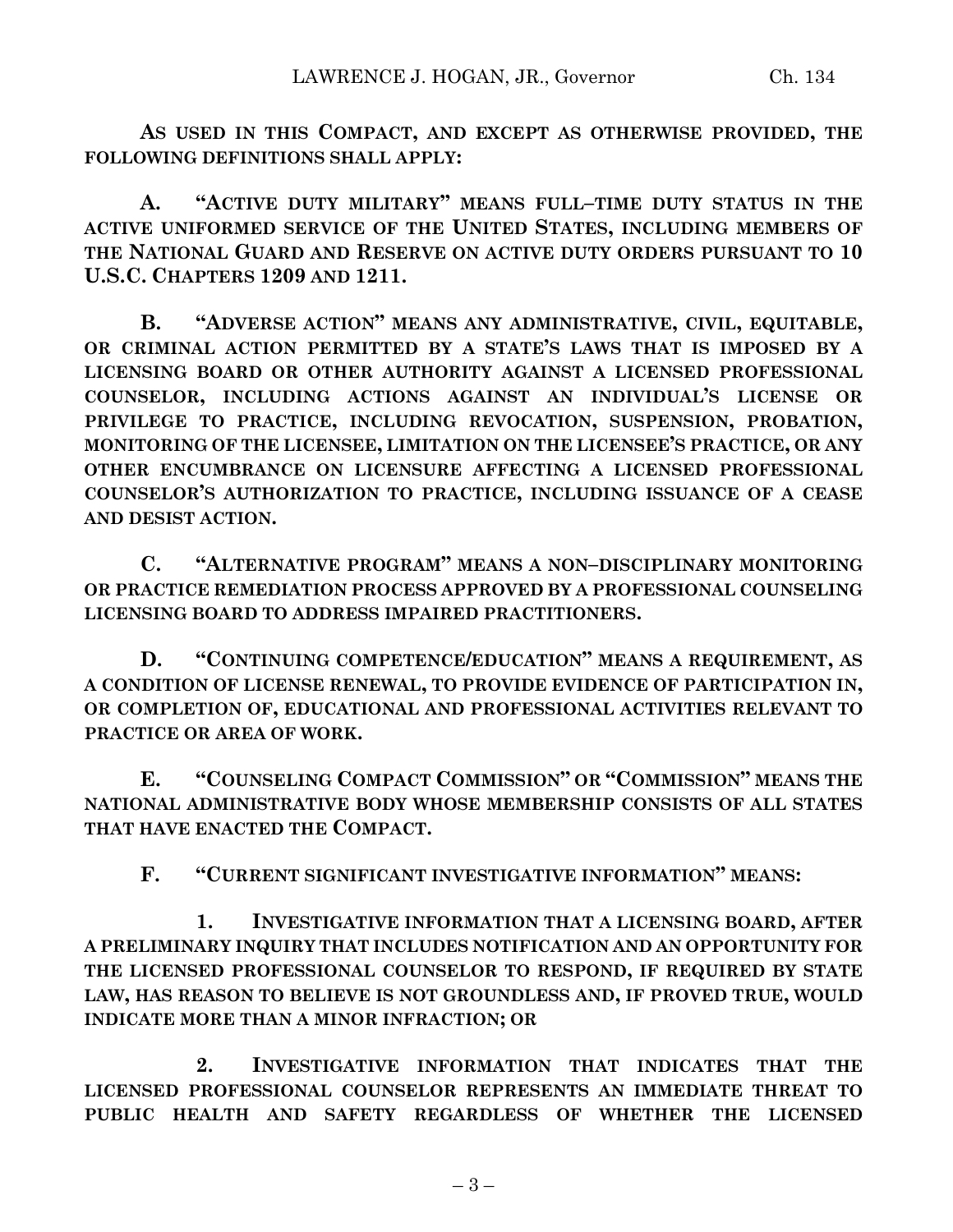**AS USED IN THIS COMPACT, AND EXCEPT AS OTHERWISE PROVIDED, THE FOLLOWING DEFINITIONS SHALL APPLY:**

**A. "ACTIVE DUTY MILITARY" MEANS FULL–TIME DUTY STATUS IN THE ACTIVE UNIFORMED SERVICE OF THE UNITED STATES, INCLUDING MEMBERS OF THE NATIONAL GUARD AND RESERVE ON ACTIVE DUTY ORDERS PURSUANT TO 10 U.S.C. CHAPTERS 1209 AND 1211.**

**B. "ADVERSE ACTION" MEANS ANY ADMINISTRATIVE, CIVIL, EQUITABLE, OR CRIMINAL ACTION PERMITTED BY A STATE'S LAWS THAT IS IMPOSED BY A LICENSING BOARD OR OTHER AUTHORITY AGAINST A LICENSED PROFESSIONAL COUNSELOR, INCLUDING ACTIONS AGAINST AN INDIVIDUAL'S LICENSE OR PRIVILEGE TO PRACTICE, INCLUDING REVOCATION, SUSPENSION, PROBATION, MONITORING OF THE LICENSEE, LIMITATION ON THE LICENSEE'S PRACTICE, OR ANY OTHER ENCUMBRANCE ON LICENSURE AFFECTING A LICENSED PROFESSIONAL COUNSELOR'S AUTHORIZATION TO PRACTICE, INCLUDING ISSUANCE OF A CEASE AND DESIST ACTION.**

**C. "ALTERNATIVE PROGRAM" MEANS A NON–DISCIPLINARY MONITORING OR PRACTICE REMEDIATION PROCESS APPROVED BY A PROFESSIONAL COUNSELING LICENSING BOARD TO ADDRESS IMPAIRED PRACTITIONERS.**

**D. "CONTINUING COMPETENCE/EDUCATION" MEANS A REQUIREMENT, AS A CONDITION OF LICENSE RENEWAL, TO PROVIDE EVIDENCE OF PARTICIPATION IN, OR COMPLETION OF, EDUCATIONAL AND PROFESSIONAL ACTIVITIES RELEVANT TO PRACTICE OR AREA OF WORK.**

**E. "COUNSELING COMPACT COMMISSION" OR "COMMISSION" MEANS THE NATIONAL ADMINISTRATIVE BODY WHOSE MEMBERSHIP CONSISTS OF ALL STATES THAT HAVE ENACTED THE COMPACT.**

**F. "CURRENT SIGNIFICANT INVESTIGATIVE INFORMATION" MEANS:**

**1. INVESTIGATIVE INFORMATION THAT A LICENSING BOARD, AFTER A PRELIMINARY INQUIRY THAT INCLUDES NOTIFICATION AND AN OPPORTUNITY FOR THE LICENSED PROFESSIONAL COUNSELOR TO RESPOND, IF REQUIRED BY STATE LAW, HAS REASON TO BELIEVE IS NOT GROUNDLESS AND, IF PROVED TRUE, WOULD INDICATE MORE THAN A MINOR INFRACTION; OR**

**2. INVESTIGATIVE INFORMATION THAT INDICATES THAT THE LICENSED PROFESSIONAL COUNSELOR REPRESENTS AN IMMEDIATE THREAT TO PUBLIC HEALTH AND SAFETY REGARDLESS OF WHETHER THE LICENSED**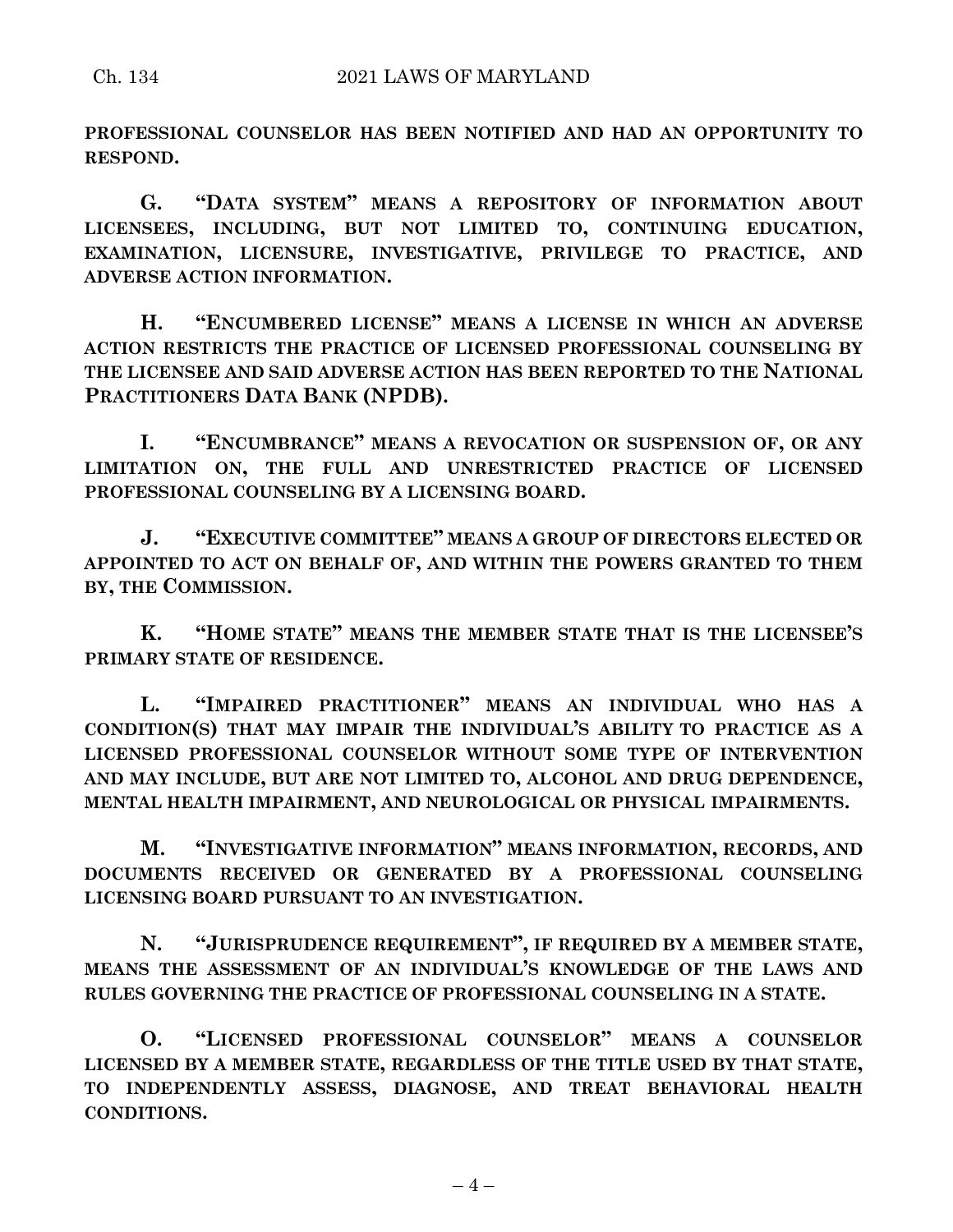**PROFESSIONAL COUNSELOR HAS BEEN NOTIFIED AND HAD AN OPPORTUNITY TO RESPOND.**

**G. "DATA SYSTEM" MEANS A REPOSITORY OF INFORMATION ABOUT LICENSEES, INCLUDING, BUT NOT LIMITED TO, CONTINUING EDUCATION, EXAMINATION, LICENSURE, INVESTIGATIVE, PRIVILEGE TO PRACTICE, AND ADVERSE ACTION INFORMATION.**

**H. "ENCUMBERED LICENSE" MEANS A LICENSE IN WHICH AN ADVERSE ACTION RESTRICTS THE PRACTICE OF LICENSED PROFESSIONAL COUNSELING BY THE LICENSEE AND SAID ADVERSE ACTION HAS BEEN REPORTED TO THE NATIONAL PRACTITIONERS DATA BANK (NPDB).**

**I. "ENCUMBRANCE" MEANS A REVOCATION OR SUSPENSION OF, OR ANY LIMITATION ON, THE FULL AND UNRESTRICTED PRACTICE OF LICENSED PROFESSIONAL COUNSELING BY A LICENSING BOARD.**

**J. "EXECUTIVE COMMITTEE" MEANS A GROUP OF DIRECTORS ELECTED OR APPOINTED TO ACT ON BEHALF OF, AND WITHIN THE POWERS GRANTED TO THEM BY, THE COMMISSION.**

**K. "HOME STATE" MEANS THE MEMBER STATE THAT IS THE LICENSEE'S PRIMARY STATE OF RESIDENCE.**

**L. "IMPAIRED PRACTITIONER" MEANS AN INDIVIDUAL WHO HAS A CONDITION(S) THAT MAY IMPAIR THE INDIVIDUAL'S ABILITY TO PRACTICE AS A LICENSED PROFESSIONAL COUNSELOR WITHOUT SOME TYPE OF INTERVENTION AND MAY INCLUDE, BUT ARE NOT LIMITED TO, ALCOHOL AND DRUG DEPENDENCE, MENTAL HEALTH IMPAIRMENT, AND NEUROLOGICAL OR PHYSICAL IMPAIRMENTS.**

**M. "INVESTIGATIVE INFORMATION" MEANS INFORMATION, RECORDS, AND DOCUMENTS RECEIVED OR GENERATED BY A PROFESSIONAL COUNSELING LICENSING BOARD PURSUANT TO AN INVESTIGATION.**

**N. "JURISPRUDENCE REQUIREMENT", IF REQUIRED BY A MEMBER STATE, MEANS THE ASSESSMENT OF AN INDIVIDUAL'S KNOWLEDGE OF THE LAWS AND RULES GOVERNING THE PRACTICE OF PROFESSIONAL COUNSELING IN A STATE.**

**O. "LICENSED PROFESSIONAL COUNSELOR" MEANS A COUNSELOR LICENSED BY A MEMBER STATE, REGARDLESS OF THE TITLE USED BY THAT STATE, TO INDEPENDENTLY ASSESS, DIAGNOSE, AND TREAT BEHAVIORAL HEALTH CONDITIONS.**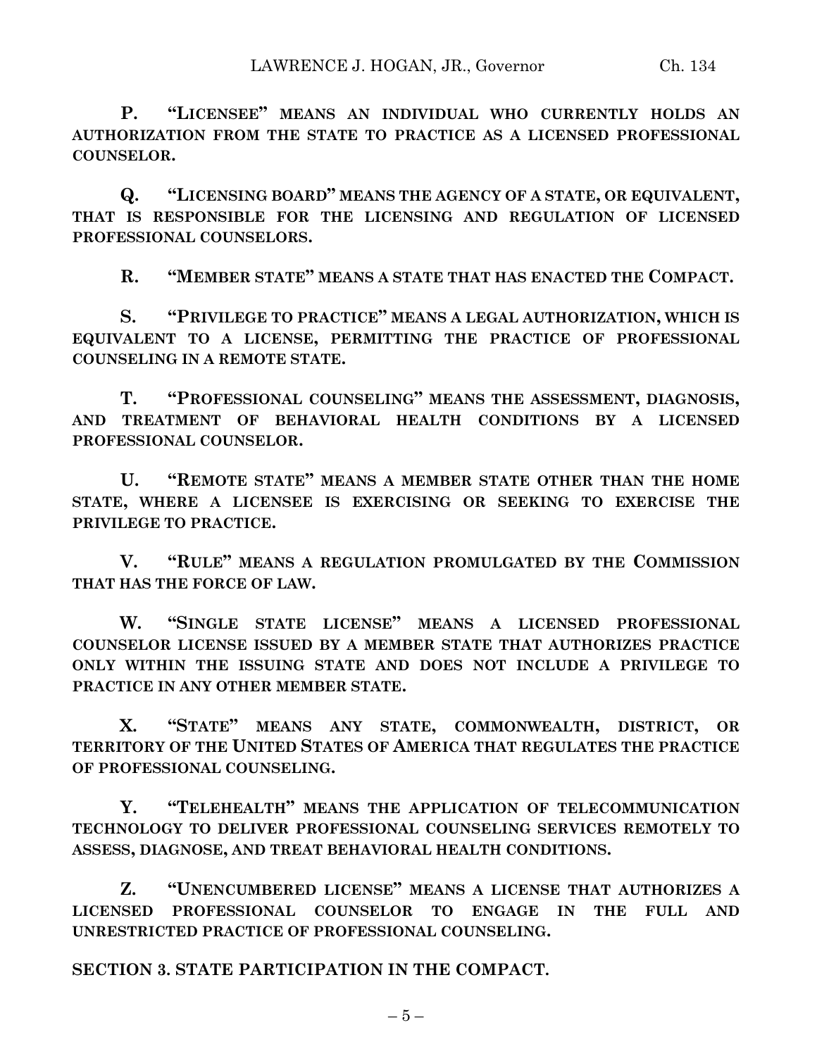**P. "LICENSEE" MEANS AN INDIVIDUAL WHO CURRENTLY HOLDS AN AUTHORIZATION FROM THE STATE TO PRACTICE AS A LICENSED PROFESSIONAL COUNSELOR.**

**Q. "LICENSING BOARD" MEANS THE AGENCY OF A STATE, OR EQUIVALENT, THAT IS RESPONSIBLE FOR THE LICENSING AND REGULATION OF LICENSED PROFESSIONAL COUNSELORS.**

**R. "MEMBER STATE" MEANS A STATE THAT HAS ENACTED THE COMPACT.**

**S. "PRIVILEGE TO PRACTICE" MEANS A LEGAL AUTHORIZATION, WHICH IS EQUIVALENT TO A LICENSE, PERMITTING THE PRACTICE OF PROFESSIONAL COUNSELING IN A REMOTE STATE.**

**T. "PROFESSIONAL COUNSELING" MEANS THE ASSESSMENT, DIAGNOSIS, AND TREATMENT OF BEHAVIORAL HEALTH CONDITIONS BY A LICENSED PROFESSIONAL COUNSELOR.**

**U. "REMOTE STATE" MEANS A MEMBER STATE OTHER THAN THE HOME STATE, WHERE A LICENSEE IS EXERCISING OR SEEKING TO EXERCISE THE PRIVILEGE TO PRACTICE.**

**V. "RULE" MEANS A REGULATION PROMULGATED BY THE COMMISSION THAT HAS THE FORCE OF LAW.**

**W. "SINGLE STATE LICENSE" MEANS A LICENSED PROFESSIONAL COUNSELOR LICENSE ISSUED BY A MEMBER STATE THAT AUTHORIZES PRACTICE ONLY WITHIN THE ISSUING STATE AND DOES NOT INCLUDE A PRIVILEGE TO PRACTICE IN ANY OTHER MEMBER STATE.**

**X. "STATE" MEANS ANY STATE, COMMONWEALTH, DISTRICT, OR TERRITORY OF THE UNITED STATES OF AMERICA THAT REGULATES THE PRACTICE OF PROFESSIONAL COUNSELING.**

**Y. "TELEHEALTH" MEANS THE APPLICATION OF TELECOMMUNICATION TECHNOLOGY TO DELIVER PROFESSIONAL COUNSELING SERVICES REMOTELY TO ASSESS, DIAGNOSE, AND TREAT BEHAVIORAL HEALTH CONDITIONS.**

**Z. "UNENCUMBERED LICENSE" MEANS A LICENSE THAT AUTHORIZES A LICENSED PROFESSIONAL COUNSELOR TO ENGAGE IN THE FULL AND UNRESTRICTED PRACTICE OF PROFESSIONAL COUNSELING.**

**SECTION 3. STATE PARTICIPATION IN THE COMPACT.**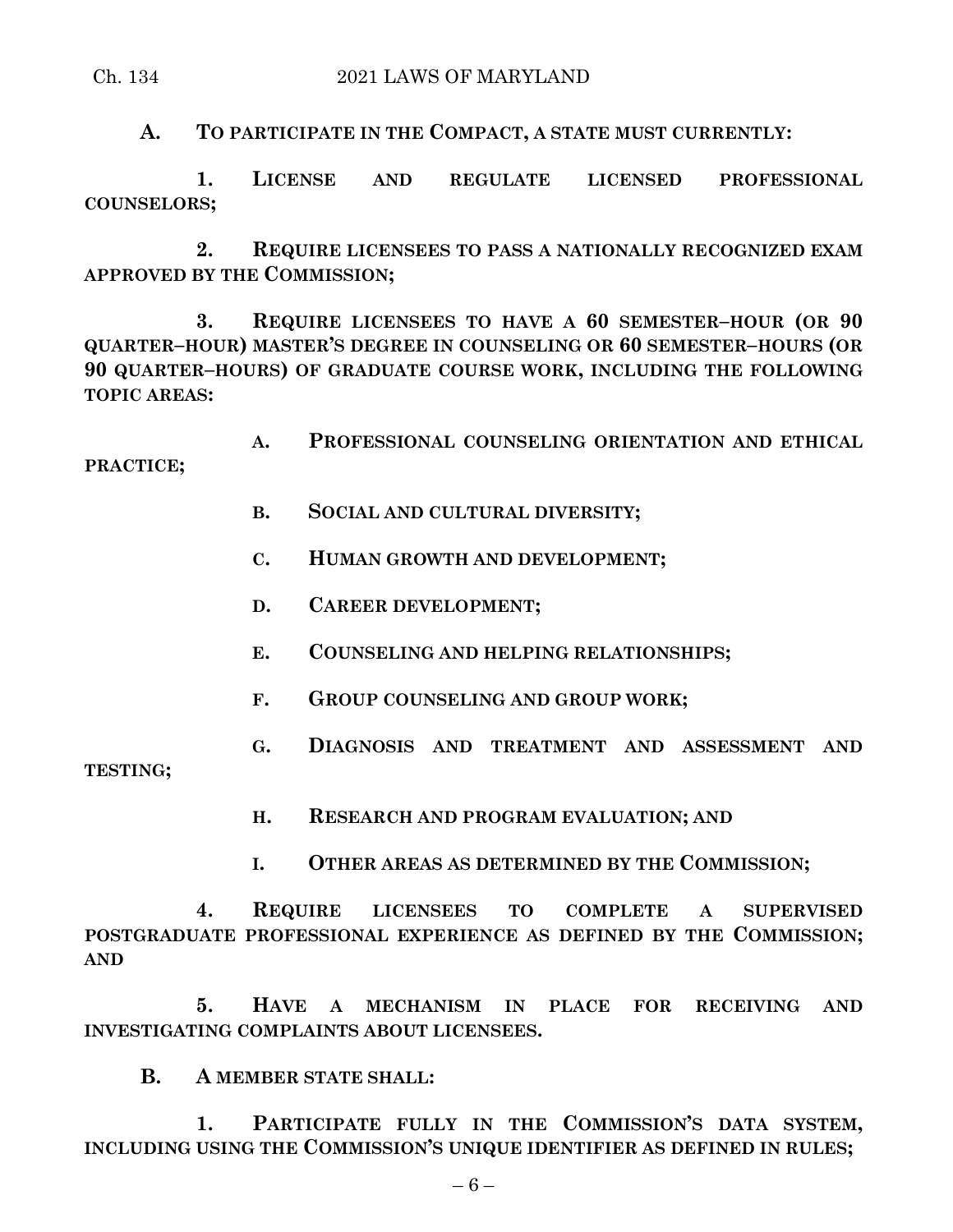**A. TO PARTICIPATE IN THE COMPACT, A STATE MUST CURRENTLY:**

**1. LICENSE AND REGULATE LICENSED PROFESSIONAL COUNSELORS;**

**2. REQUIRE LICENSEES TO PASS A NATIONALLY RECOGNIZED EXAM APPROVED BY THE COMMISSION;**

**3. REQUIRE LICENSEES TO HAVE A 60 SEMESTER–HOUR (OR 90 QUARTER–HOUR) MASTER'S DEGREE IN COUNSELING OR 60 SEMESTER–HOURS (OR 90 QUARTER–HOURS) OF GRADUATE COURSE WORK, INCLUDING THE FOLLOWING TOPIC AREAS:**

**A. PROFESSIONAL COUNSELING ORIENTATION AND ETHICAL PRACTICE;**

**B. SOCIAL AND CULTURAL DIVERSITY;**

**C. HUMAN GROWTH AND DEVELOPMENT;**

**D. CAREER DEVELOPMENT;**

**E. COUNSELING AND HELPING RELATIONSHIPS;**

**F. GROUP COUNSELING AND GROUP WORK;**

**G. DIAGNOSIS AND TREATMENT AND ASSESSMENT AND TESTING;**

**H. RESEARCH AND PROGRAM EVALUATION; AND**

**I. OTHER AREAS AS DETERMINED BY THE COMMISSION;**

**4. REQUIRE LICENSEES TO COMPLETE A SUPERVISED POSTGRADUATE PROFESSIONAL EXPERIENCE AS DEFINED BY THE COMMISSION; AND**

**5. HAVE A MECHANISM IN PLACE FOR RECEIVING AND INVESTIGATING COMPLAINTS ABOUT LICENSEES.**

**B. A MEMBER STATE SHALL:**

**1. PARTICIPATE FULLY IN THE COMMISSION'S DATA SYSTEM, INCLUDING USING THE COMMISSION'S UNIQUE IDENTIFIER AS DEFINED IN RULES;**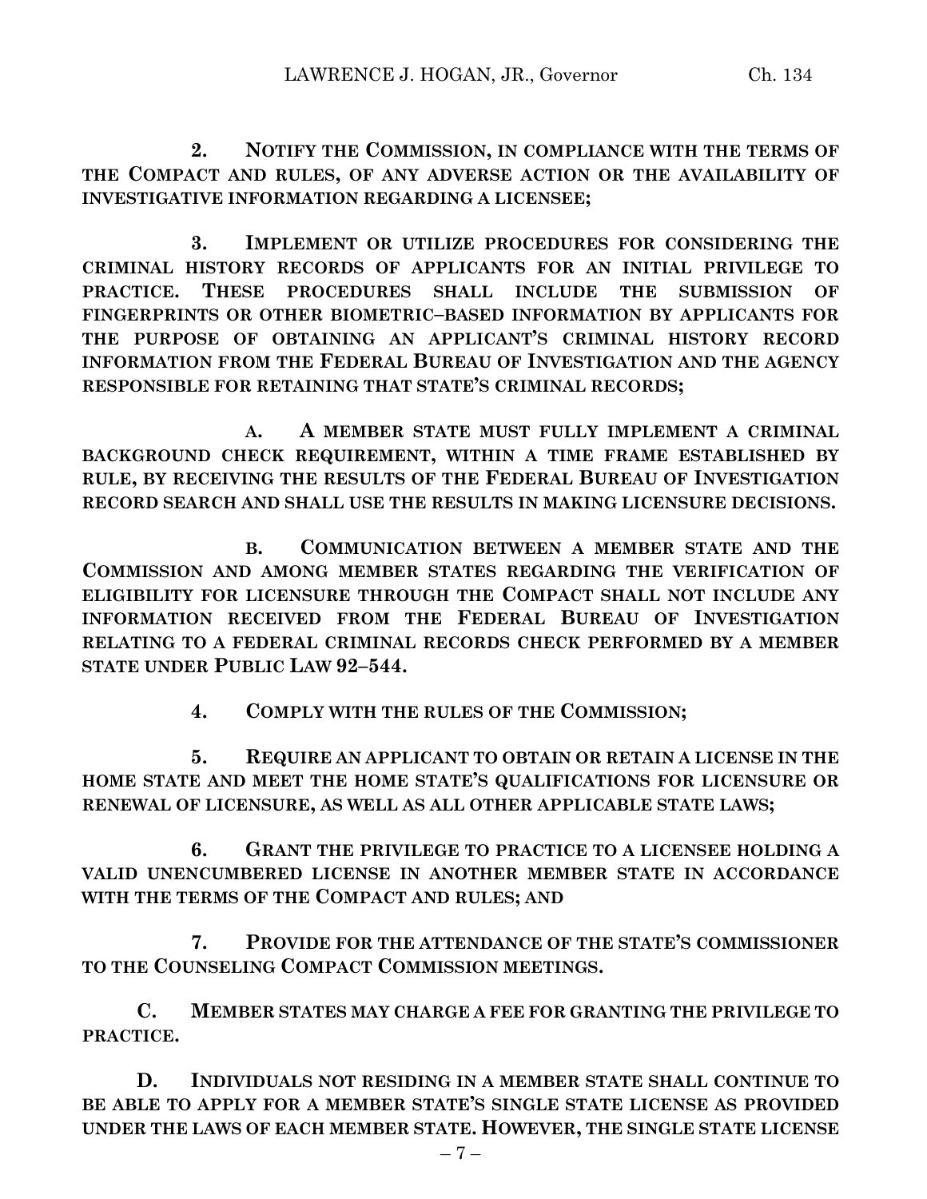**2. NOTIFY THE COMMISSION, IN COMPLIANCE WITH THE TERMS OF THE COMPACT AND RULES, OF ANY ADVERSE ACTION OR THE AVAILABILITY OF INVESTIGATIVE INFORMATION REGARDING A LICENSEE;**

**3. IMPLEMENT OR UTILIZE PROCEDURES FOR CONSIDERING THE CRIMINAL HISTORY RECORDS OF APPLICANTS FOR AN INITIAL PRIVILEGE TO PRACTICE. THESE PROCEDURES SHALL INCLUDE THE SUBMISSION OF FINGERPRINTS OR OTHER BIOMETRIC–BASED INFORMATION BY APPLICANTS FOR THE PURPOSE OF OBTAINING AN APPLICANT'S CRIMINAL HISTORY RECORD INFORMATION FROM THE FEDERAL BUREAU OF INVESTIGATION AND THE AGENCY RESPONSIBLE FOR RETAINING THAT STATE'S CRIMINAL RECORDS;**

**A. A MEMBER STATE MUST FULLY IMPLEMENT A CRIMINAL BACKGROUND CHECK REQUIREMENT, WITHIN A TIME FRAME ESTABLISHED BY RULE, BY RECEIVING THE RESULTS OF THE FEDERAL BUREAU OF INVESTIGATION RECORD SEARCH AND SHALL USE THE RESULTS IN MAKING LICENSURE DECISIONS.**

**B. COMMUNICATION BETWEEN A MEMBER STATE AND THE COMMISSION AND AMONG MEMBER STATES REGARDING THE VERIFICATION OF ELIGIBILITY FOR LICENSURE THROUGH THE COMPACT SHALL NOT INCLUDE ANY INFORMATION RECEIVED FROM THE FEDERAL BUREAU OF INVESTIGATION RELATING TO A FEDERAL CRIMINAL RECORDS CHECK PERFORMED BY A MEMBER STATE UNDER PUBLIC LAW 92–544.**

**4. COMPLY WITH THE RULES OF THE COMMISSION;**

**5. REQUIRE AN APPLICANT TO OBTAIN OR RETAIN A LICENSE IN THE HOME STATE AND MEET THE HOME STATE'S QUALIFICATIONS FOR LICENSURE OR RENEWAL OF LICENSURE, AS WELL AS ALL OTHER APPLICABLE STATE LAWS;**

**6. GRANT THE PRIVILEGE TO PRACTICE TO A LICENSEE HOLDING A VALID UNENCUMBERED LICENSE IN ANOTHER MEMBER STATE IN ACCORDANCE WITH THE TERMS OF THE COMPACT AND RULES; AND**

**7. PROVIDE FOR THE ATTENDANCE OF THE STATE'S COMMISSIONER TO THE COUNSELING COMPACT COMMISSION MEETINGS.**

**C. MEMBER STATES MAY CHARGE A FEE FOR GRANTING THE PRIVILEGE TO PRACTICE.**

**D. INDIVIDUALS NOT RESIDING IN A MEMBER STATE SHALL CONTINUE TO BE ABLE TO APPLY FOR A MEMBER STATE'S SINGLE STATE LICENSE AS PROVIDED UNDER THE LAWS OF EACH MEMBER STATE. HOWEVER, THE SINGLE STATE LICENSE**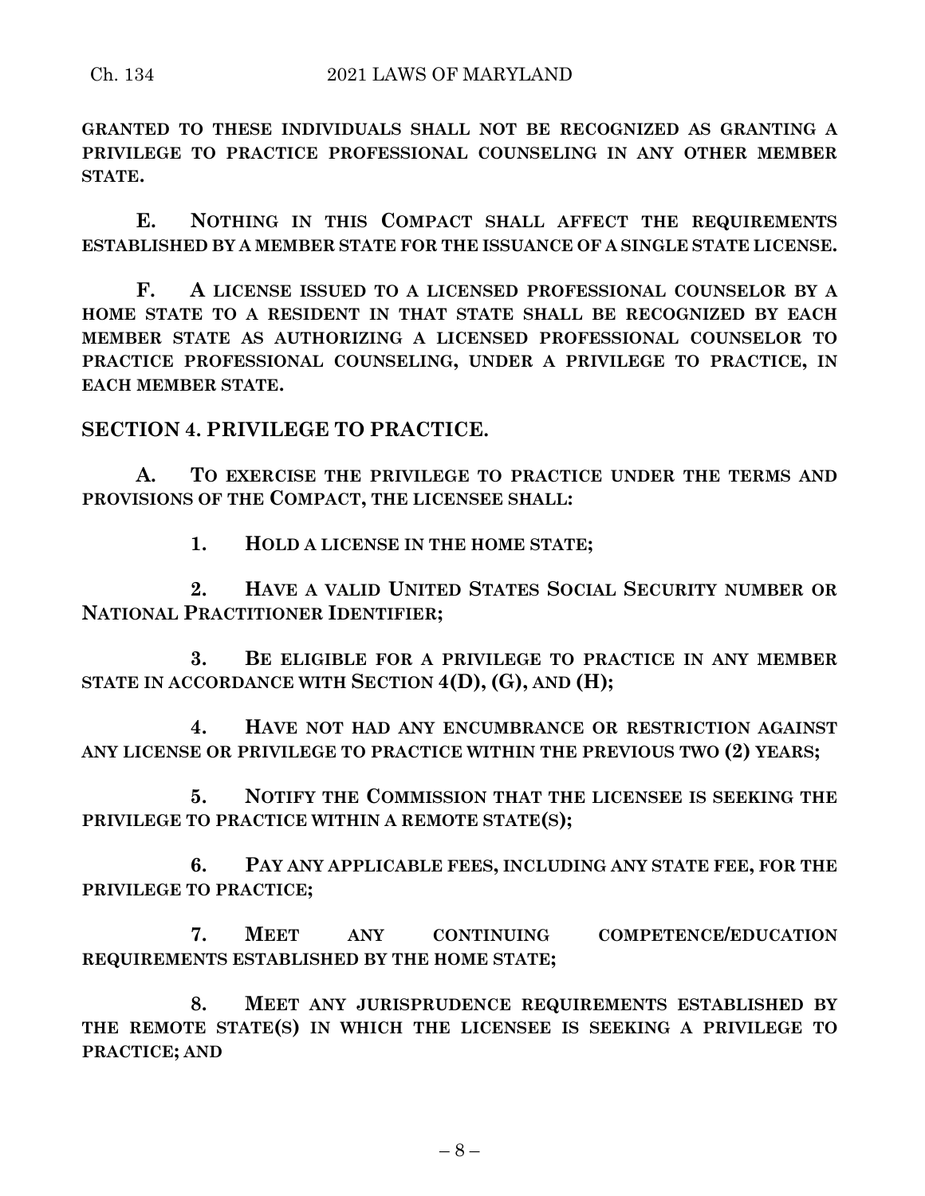**GRANTED TO THESE INDIVIDUALS SHALL NOT BE RECOGNIZED AS GRANTING A PRIVILEGE TO PRACTICE PROFESSIONAL COUNSELING IN ANY OTHER MEMBER STATE.**

**E. NOTHING IN THIS COMPACT SHALL AFFECT THE REQUIREMENTS ESTABLISHED BY A MEMBER STATE FOR THE ISSUANCE OF A SINGLE STATE LICENSE.**

**F. A LICENSE ISSUED TO A LICENSED PROFESSIONAL COUNSELOR BY A HOME STATE TO A RESIDENT IN THAT STATE SHALL BE RECOGNIZED BY EACH MEMBER STATE AS AUTHORIZING A LICENSED PROFESSIONAL COUNSELOR TO PRACTICE PROFESSIONAL COUNSELING, UNDER A PRIVILEGE TO PRACTICE, IN EACH MEMBER STATE.**

## SECTION 4. PRIVILEGE TO PRACTICE.

**A. TO EXERCISE THE PRIVILEGE TO PRACTICE UNDER THE TERMS AND PROVISIONS OF THE COMPACT, THE LICENSEE SHALL:**

**1. HOLD A LICENSE IN THE HOME STATE;**

**2. HAVE A VALID UNITED STATES SOCIAL SECURITY NUMBER OR NATIONAL PRACTITIONER IDENTIFIER;**

**3. BE ELIGIBLE FOR A PRIVILEGE TO PRACTICE IN ANY MEMBER STATE IN ACCORDANCE WITH SECTION 4(D), (G), AND (H);**

**4. HAVE NOT HAD ANY ENCUMBRANCE OR RESTRICTION AGAINST ANY LICENSE OR PRIVILEGE TO PRACTICE WITHIN THE PREVIOUS TWO (2) YEARS;**

**5. NOTIFY THE COMMISSION THAT THE LICENSEE IS SEEKING THE PRIVILEGE TO PRACTICE WITHIN A REMOTE STATE(S);**

**6. PAY ANY APPLICABLE FEES, INCLUDING ANY STATE FEE, FOR THE PRIVILEGE TO PRACTICE;**

**7. MEET ANY CONTINUING COMPETENCE/EDUCATION REQUIREMENTS ESTABLISHED BY THE HOME STATE;**

**8. MEET ANY JURISPRUDENCE REQUIREMENTS ESTABLISHED BY THE REMOTE STATE(S) IN WHICH THE LICENSEE IS SEEKING A PRIVILEGE TO PRACTICE; AND**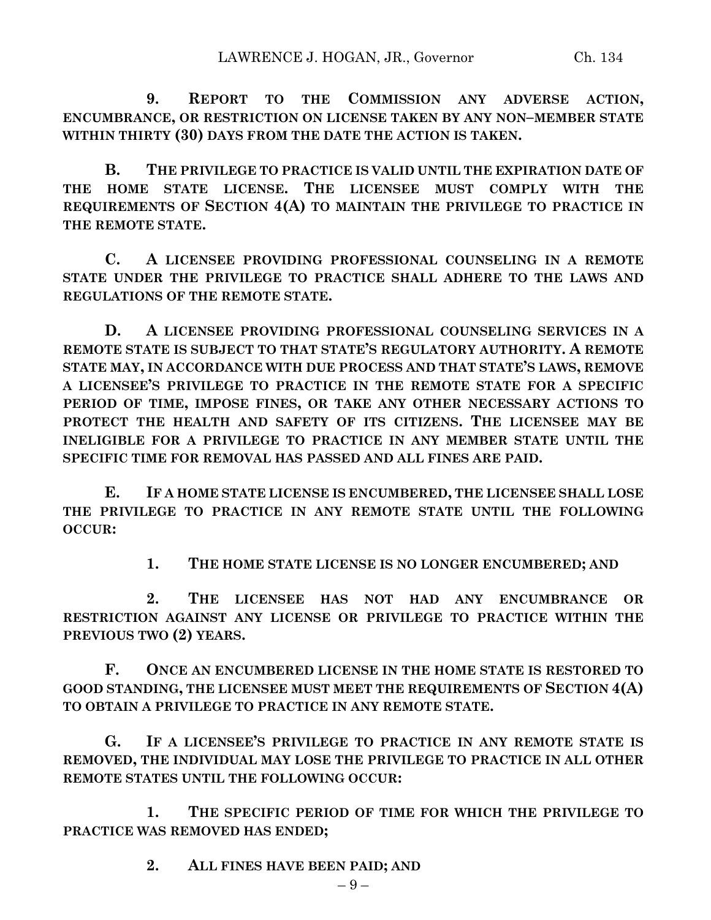**9. REPORT TO THE COMMISSION ANY ADVERSE ACTION, ENCUMBRANCE, OR RESTRICTION ON LICENSE TAKEN BY ANY NON–MEMBER STATE WITHIN THIRTY (30) DAYS FROM THE DATE THE ACTION IS TAKEN.**

**B. THE PRIVILEGE TO PRACTICE IS VALID UNTIL THE EXPIRATION DATE OF THE HOME STATE LICENSE. THE LICENSEE MUST COMPLY WITH THE REQUIREMENTS OF SECTION 4(A) TO MAINTAIN THE PRIVILEGE TO PRACTICE IN THE REMOTE STATE.**

**C. A LICENSEE PROVIDING PROFESSIONAL COUNSELING IN A REMOTE STATE UNDER THE PRIVILEGE TO PRACTICE SHALL ADHERE TO THE LAWS AND REGULATIONS OF THE REMOTE STATE.**

**D. A LICENSEE PROVIDING PROFESSIONAL COUNSELING SERVICES IN A REMOTE STATE IS SUBJECT TO THAT STATE'S REGULATORY AUTHORITY. A REMOTE STATE MAY, IN ACCORDANCE WITH DUE PROCESS AND THAT STATE'S LAWS, REMOVE A LICENSEE'S PRIVILEGE TO PRACTICE IN THE REMOTE STATE FOR A SPECIFIC PERIOD OF TIME, IMPOSE FINES, OR TAKE ANY OTHER NECESSARY ACTIONS TO PROTECT THE HEALTH AND SAFETY OF ITS CITIZENS. THE LICENSEE MAY BE INELIGIBLE FOR A PRIVILEGE TO PRACTICE IN ANY MEMBER STATE UNTIL THE SPECIFIC TIME FOR REMOVAL HAS PASSED AND ALL FINES ARE PAID.**

**E. IF A HOME STATE LICENSE IS ENCUMBERED, THE LICENSEE SHALL LOSE THE PRIVILEGE TO PRACTICE IN ANY REMOTE STATE UNTIL THE FOLLOWING OCCUR:**

**1. THE HOME STATE LICENSE IS NO LONGER ENCUMBERED; AND**

**2. THE LICENSEE HAS NOT HAD ANY ENCUMBRANCE OR RESTRICTION AGAINST ANY LICENSE OR PRIVILEGE TO PRACTICE WITHIN THE PREVIOUS TWO (2) YEARS.**

**F. ONCE AN ENCUMBERED LICENSE IN THE HOME STATE IS RESTORED TO GOOD STANDING, THE LICENSEE MUST MEET THE REQUIREMENTS OF SECTION 4(A) TO OBTAIN A PRIVILEGE TO PRACTICE IN ANY REMOTE STATE.**

**G. IF A LICENSEE'S PRIVILEGE TO PRACTICE IN ANY REMOTE STATE IS REMOVED, THE INDIVIDUAL MAY LOSE THE PRIVILEGE TO PRACTICE IN ALL OTHER REMOTE STATES UNTIL THE FOLLOWING OCCUR:**

**1. THE SPECIFIC PERIOD OF TIME FOR WHICH THE PRIVILEGE TO PRACTICE WAS REMOVED HAS ENDED;**

**2. ALL FINES HAVE BEEN PAID; AND**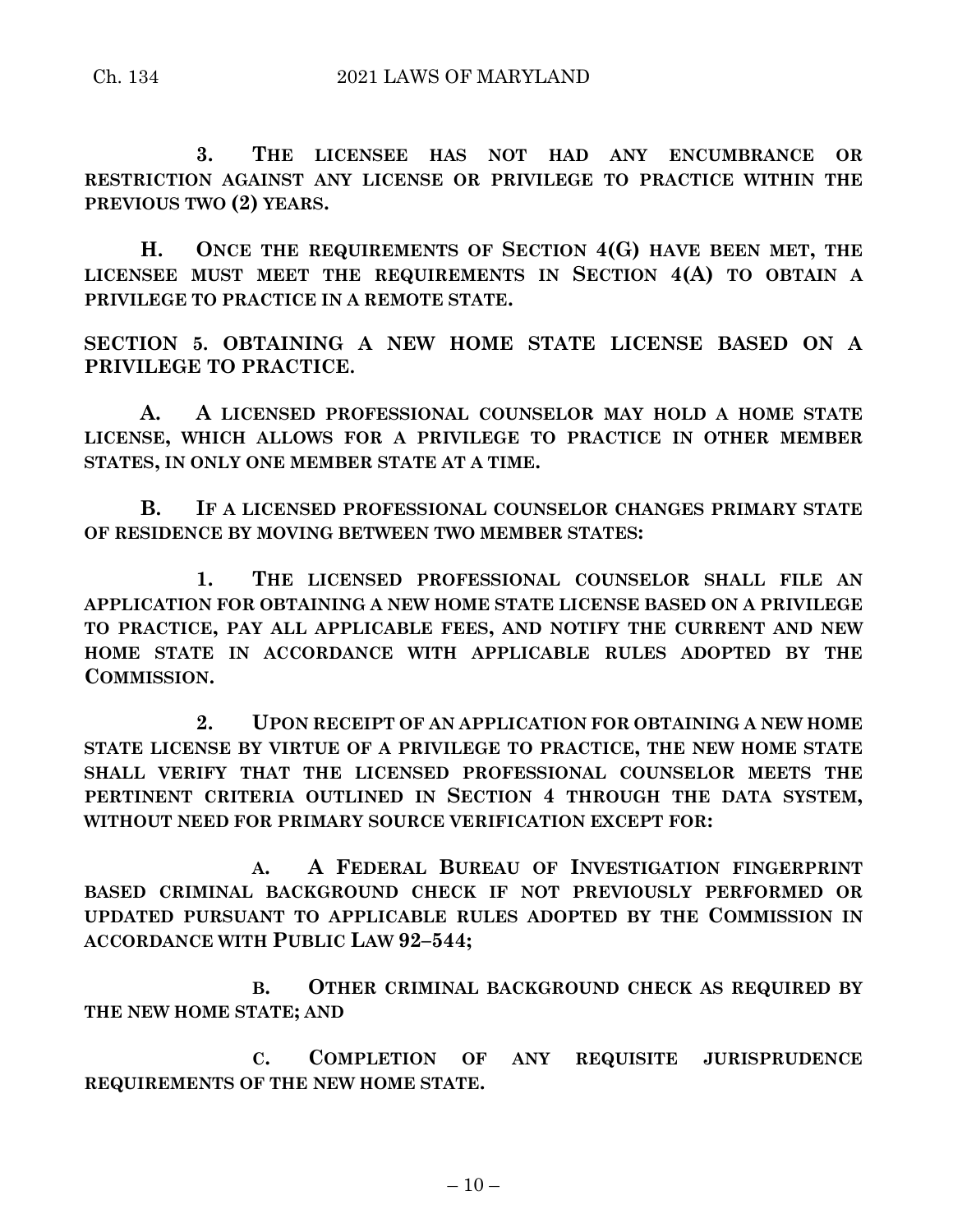**3. THE LICENSEE HAS NOT HAD ANY ENCUMBRANCE OR RESTRICTION AGAINST ANY LICENSE OR PRIVILEGE TO PRACTICE WITHIN THE PREVIOUS TWO (2) YEARS.**

**H. ONCE THE REQUIREMENTS OF SECTION 4(G) HAVE BEEN MET, THE LICENSEE MUST MEET THE REQUIREMENTS IN SECTION 4(A) TO OBTAIN A PRIVILEGE TO PRACTICE IN A REMOTE STATE.**

**SECTION 5. OBTAINING A NEW HOME STATE LICENSE BASED ON A PRIVILEGE TO PRACTICE.**

**A. A LICENSED PROFESSIONAL COUNSELOR MAY HOLD A HOME STATE LICENSE, WHICH ALLOWS FOR A PRIVILEGE TO PRACTICE IN OTHER MEMBER STATES, IN ONLY ONE MEMBER STATE AT A TIME.**

**B. IF A LICENSED PROFESSIONAL COUNSELOR CHANGES PRIMARY STATE OF RESIDENCE BY MOVING BETWEEN TWO MEMBER STATES:**

**1. THE LICENSED PROFESSIONAL COUNSELOR SHALL FILE AN APPLICATION FOR OBTAINING A NEW HOME STATE LICENSE BASED ON A PRIVILEGE TO PRACTICE, PAY ALL APPLICABLE FEES, AND NOTIFY THE CURRENT AND NEW HOME STATE IN ACCORDANCE WITH APPLICABLE RULES ADOPTED BY THE COMMISSION.**

**2. UPON RECEIPT OF AN APPLICATION FOR OBTAINING A NEW HOME STATE LICENSE BY VIRTUE OF A PRIVILEGE TO PRACTICE, THE NEW HOME STATE SHALL VERIFY THAT THE LICENSED PROFESSIONAL COUNSELOR MEETS THE PERTINENT CRITERIA OUTLINED IN SECTION 4 THROUGH THE DATA SYSTEM, WITHOUT NEED FOR PRIMARY SOURCE VERIFICATION EXCEPT FOR:**

**A. A FEDERAL BUREAU OF INVESTIGATION FINGERPRINT BASED CRIMINAL BACKGROUND CHECK IF NOT PREVIOUSLY PERFORMED OR UPDATED PURSUANT TO APPLICABLE RULES ADOPTED BY THE COMMISSION IN ACCORDANCE WITH PUBLIC LAW 92–544;**

**B. OTHER CRIMINAL BACKGROUND CHECK AS REQUIRED BY THE NEW HOME STATE; AND**

**C. COMPLETION OF ANY REQUISITE JURISPRUDENCE REQUIREMENTS OF THE NEW HOME STATE.**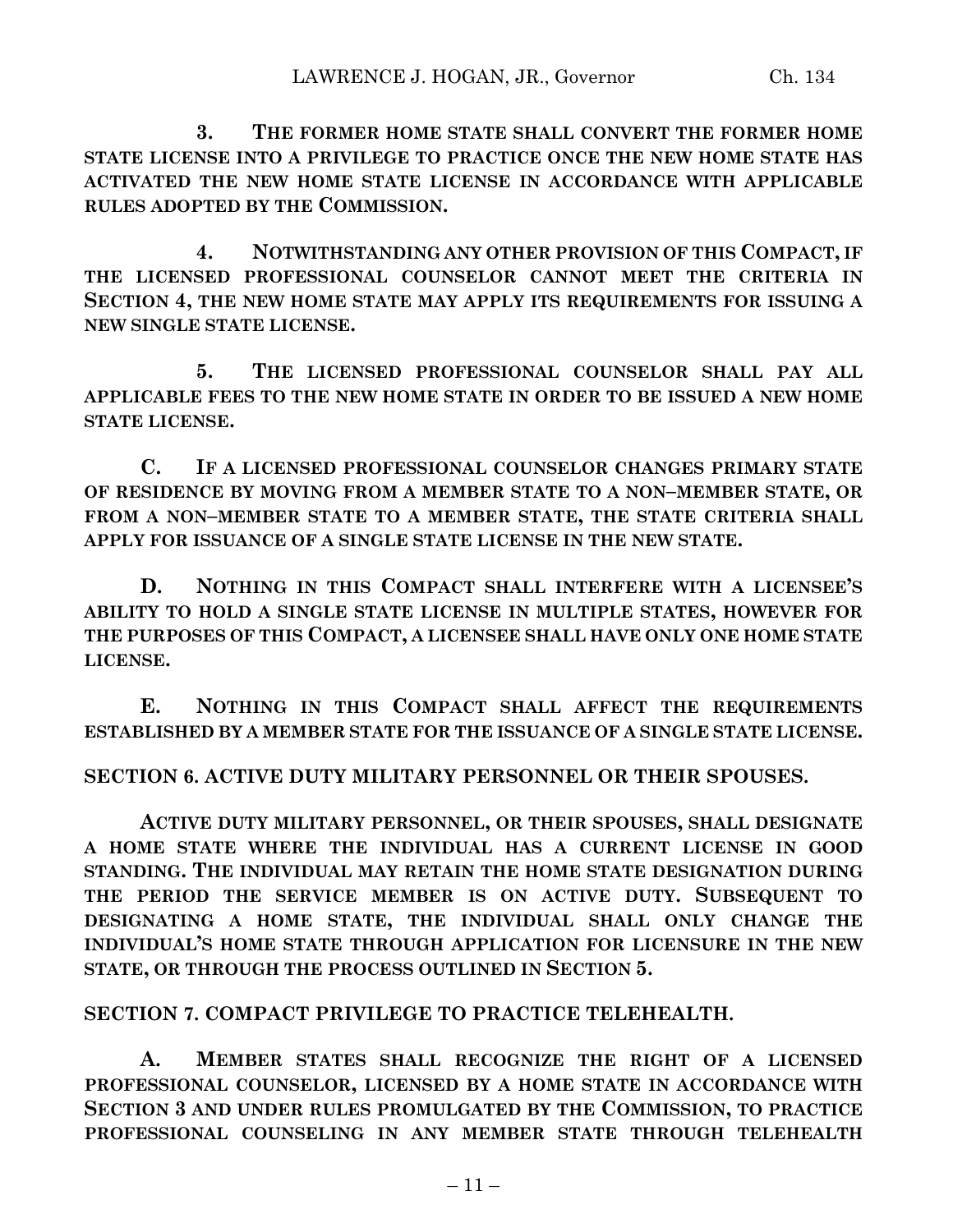**3. THE FORMER HOME STATE SHALL CONVERT THE FORMER HOME STATE LICENSE INTO A PRIVILEGE TO PRACTICE ONCE THE NEW HOME STATE HAS ACTIVATED THE NEW HOME STATE LICENSE IN ACCORDANCE WITH APPLICABLE RULES ADOPTED BY THE COMMISSION.**

**4. NOTWITHSTANDING ANY OTHER PROVISION OF THIS COMPACT, IF THE LICENSED PROFESSIONAL COUNSELOR CANNOT MEET THE CRITERIA IN SECTION 4, THE NEW HOME STATE MAY APPLY ITS REQUIREMENTS FOR ISSUING A NEW SINGLE STATE LICENSE.**

**5. THE LICENSED PROFESSIONAL COUNSELOR SHALL PAY ALL APPLICABLE FEES TO THE NEW HOME STATE IN ORDER TO BE ISSUED A NEW HOME STATE LICENSE.**

**C. IF A LICENSED PROFESSIONAL COUNSELOR CHANGES PRIMARY STATE OF RESIDENCE BY MOVING FROM A MEMBER STATE TO A NON–MEMBER STATE, OR FROM A NON–MEMBER STATE TO A MEMBER STATE, THE STATE CRITERIA SHALL APPLY FOR ISSUANCE OF A SINGLE STATE LICENSE IN THE NEW STATE.**

**D. NOTHING IN THIS COMPACT SHALL INTERFERE WITH A LICENSEE'S ABILITY TO HOLD A SINGLE STATE LICENSE IN MULTIPLE STATES, HOWEVER FOR THE PURPOSES OF THIS COMPACT, A LICENSEE SHALL HAVE ONLY ONE HOME STATE LICENSE.**

**E. NOTHING IN THIS COMPACT SHALL AFFECT THE REQUIREMENTS ESTABLISHED BY A MEMBER STATE FOR THE ISSUANCE OF A SINGLE STATE LICENSE.**

**SECTION 6. ACTIVE DUTY MILITARY PERSONNEL OR THEIR SPOUSES.**

**ACTIVE DUTY MILITARY PERSONNEL, OR THEIR SPOUSES, SHALL DESIGNATE A HOME STATE WHERE THE INDIVIDUAL HAS A CURRENT LICENSE IN GOOD STANDING. THE INDIVIDUAL MAY RETAIN THE HOME STATE DESIGNATION DURING THE PERIOD THE SERVICE MEMBER IS ON ACTIVE DUTY. SUBSEQUENT TO DESIGNATING A HOME STATE, THE INDIVIDUAL SHALL ONLY CHANGE THE INDIVIDUAL'S HOME STATE THROUGH APPLICATION FOR LICENSURE IN THE NEW STATE, OR THROUGH THE PROCESS OUTLINED IN SECTION 5.**

**SECTION 7. COMPACT PRIVILEGE TO PRACTICE TELEHEALTH.**

**A. MEMBER STATES SHALL RECOGNIZE THE RIGHT OF A LICENSED PROFESSIONAL COUNSELOR, LICENSED BY A HOME STATE IN ACCORDANCE WITH SECTION 3 AND UNDER RULES PROMULGATED BY THE COMMISSION, TO PRACTICE PROFESSIONAL COUNSELING IN ANY MEMBER STATE THROUGH TELEHEALTH**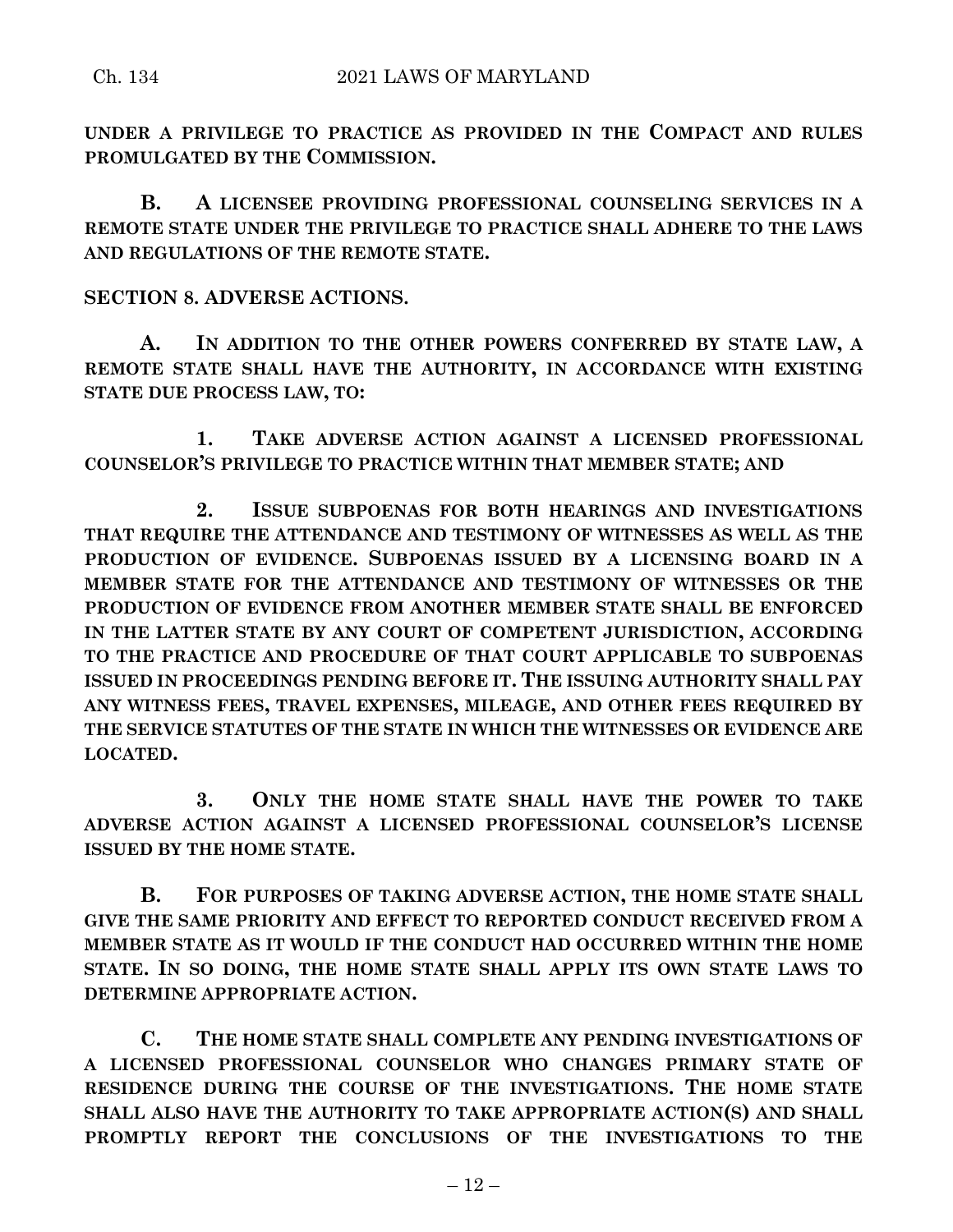**UNDER A PRIVILEGE TO PRACTICE AS PROVIDED IN THE COMPACT AND RULES PROMULGATED BY THE COMMISSION.**

**B. A LICENSEE PROVIDING PROFESSIONAL COUNSELING SERVICES IN A REMOTE STATE UNDER THE PRIVILEGE TO PRACTICE SHALL ADHERE TO THE LAWS AND REGULATIONS OF THE REMOTE STATE.**

**SECTION 8. ADVERSE ACTIONS.**

**A. IN ADDITION TO THE OTHER POWERS CONFERRED BY STATE LAW, A REMOTE STATE SHALL HAVE THE AUTHORITY, IN ACCORDANCE WITH EXISTING STATE DUE PROCESS LAW, TO:**

**1. TAKE ADVERSE ACTION AGAINST A LICENSED PROFESSIONAL COUNSELOR'S PRIVILEGE TO PRACTICE WITHIN THAT MEMBER STATE; AND**

**2. ISSUE SUBPOENAS FOR BOTH HEARINGS AND INVESTIGATIONS THAT REQUIRE THE ATTENDANCE AND TESTIMONY OF WITNESSES AS WELL AS THE PRODUCTION OF EVIDENCE. SUBPOENAS ISSUED BY A LICENSING BOARD IN A MEMBER STATE FOR THE ATTENDANCE AND TESTIMONY OF WITNESSES OR THE PRODUCTION OF EVIDENCE FROM ANOTHER MEMBER STATE SHALL BE ENFORCED IN THE LATTER STATE BY ANY COURT OF COMPETENT JURISDICTION, ACCORDING TO THE PRACTICE AND PROCEDURE OF THAT COURT APPLICABLE TO SUBPOENAS ISSUED IN PROCEEDINGS PENDING BEFORE IT. THE ISSUING AUTHORITY SHALL PAY ANY WITNESS FEES, TRAVEL EXPENSES, MILEAGE, AND OTHER FEES REQUIRED BY THE SERVICE STATUTES OF THE STATE IN WHICH THE WITNESSES OR EVIDENCE ARE LOCATED.**

**3. ONLY THE HOME STATE SHALL HAVE THE POWER TO TAKE ADVERSE ACTION AGAINST A LICENSED PROFESSIONAL COUNSELOR'S LICENSE ISSUED BY THE HOME STATE.**

**B. FOR PURPOSES OF TAKING ADVERSE ACTION, THE HOME STATE SHALL GIVE THE SAME PRIORITY AND EFFECT TO REPORTED CONDUCT RECEIVED FROM A MEMBER STATE AS IT WOULD IF THE CONDUCT HAD OCCURRED WITHIN THE HOME STATE. IN SO DOING, THE HOME STATE SHALL APPLY ITS OWN STATE LAWS TO DETERMINE APPROPRIATE ACTION.**

**C. THE HOME STATE SHALL COMPLETE ANY PENDING INVESTIGATIONS OF A LICENSED PROFESSIONAL COUNSELOR WHO CHANGES PRIMARY STATE OF RESIDENCE DURING THE COURSE OF THE INVESTIGATIONS. THE HOME STATE SHALL ALSO HAVE THE AUTHORITY TO TAKE APPROPRIATE ACTION(S) AND SHALL PROMPTLY REPORT THE CONCLUSIONS OF THE INVESTIGATIONS TO THE**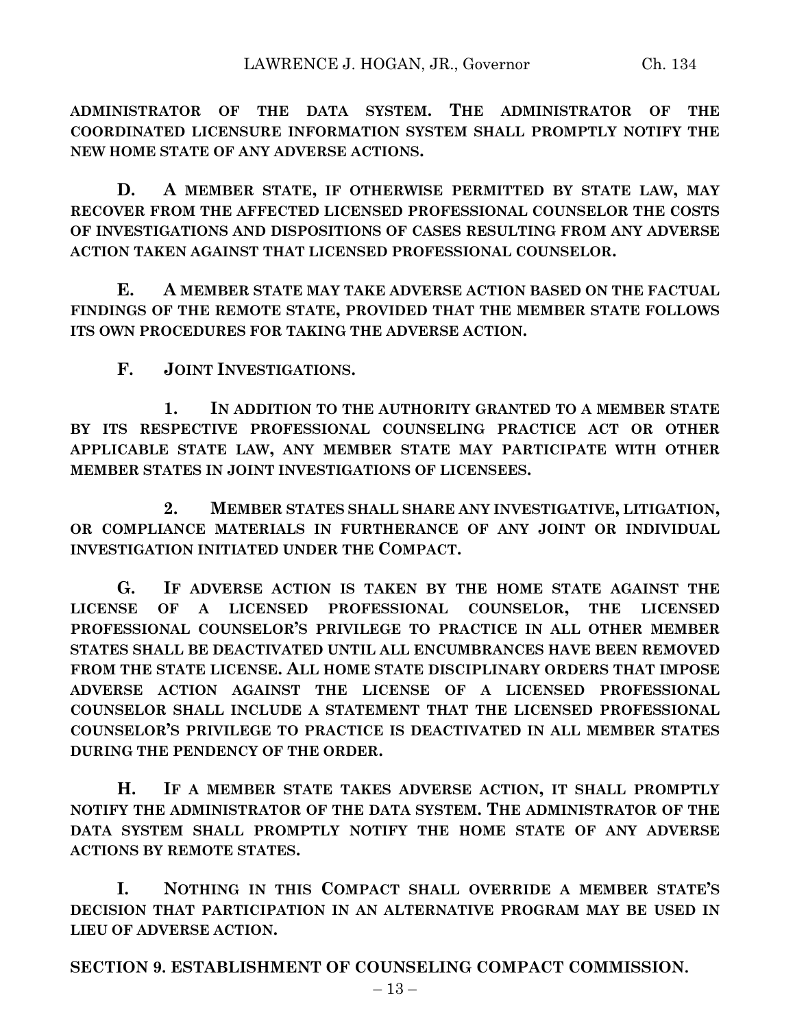**ADMINISTRATOR OF THE DATA SYSTEM. THE ADMINISTRATOR OF THE COORDINATED LICENSURE INFORMATION SYSTEM SHALL PROMPTLY NOTIFY THE NEW HOME STATE OF ANY ADVERSE ACTIONS.**

**D. A MEMBER STATE, IF OTHERWISE PERMITTED BY STATE LAW, MAY RECOVER FROM THE AFFECTED LICENSED PROFESSIONAL COUNSELOR THE COSTS OF INVESTIGATIONS AND DISPOSITIONS OF CASES RESULTING FROM ANY ADVERSE ACTION TAKEN AGAINST THAT LICENSED PROFESSIONAL COUNSELOR.**

**E. A MEMBER STATE MAY TAKE ADVERSE ACTION BASED ON THE FACTUAL FINDINGS OF THE REMOTE STATE, PROVIDED THAT THE MEMBER STATE FOLLOWS ITS OWN PROCEDURES FOR TAKING THE ADVERSE ACTION.**

**F. JOINT INVESTIGATIONS.**

**1. IN ADDITION TO THE AUTHORITY GRANTED TO A MEMBER STATE BY ITS RESPECTIVE PROFESSIONAL COUNSELING PRACTICE ACT OR OTHER APPLICABLE STATE LAW, ANY MEMBER STATE MAY PARTICIPATE WITH OTHER MEMBER STATES IN JOINT INVESTIGATIONS OF LICENSEES.**

**2. MEMBER STATES SHALL SHARE ANY INVESTIGATIVE, LITIGATION, OR COMPLIANCE MATERIALS IN FURTHERANCE OF ANY JOINT OR INDIVIDUAL INVESTIGATION INITIATED UNDER THE COMPACT.**

**G. IF ADVERSE ACTION IS TAKEN BY THE HOME STATE AGAINST THE LICENSE OF A LICENSED PROFESSIONAL COUNSELOR, THE LICENSED PROFESSIONAL COUNSELOR'S PRIVILEGE TO PRACTICE IN ALL OTHER MEMBER STATES SHALL BE DEACTIVATED UNTIL ALL ENCUMBRANCES HAVE BEEN REMOVED FROM THE STATE LICENSE. ALL HOME STATE DISCIPLINARY ORDERS THAT IMPOSE ADVERSE ACTION AGAINST THE LICENSE OF A LICENSED PROFESSIONAL COUNSELOR SHALL INCLUDE A STATEMENT THAT THE LICENSED PROFESSIONAL COUNSELOR'S PRIVILEGE TO PRACTICE IS DEACTIVATED IN ALL MEMBER STATES DURING THE PENDENCY OF THE ORDER.**

**H. IF A MEMBER STATE TAKES ADVERSE ACTION, IT SHALL PROMPTLY NOTIFY THE ADMINISTRATOR OF THE DATA SYSTEM. THE ADMINISTRATOR OF THE DATA SYSTEM SHALL PROMPTLY NOTIFY THE HOME STATE OF ANY ADVERSE ACTIONS BY REMOTE STATES.**

**I. NOTHING IN THIS COMPACT SHALL OVERRIDE A MEMBER STATE'S DECISION THAT PARTICIPATION IN AN ALTERNATIVE PROGRAM MAY BE USED IN LIEU OF ADVERSE ACTION.**

**SECTION 9. ESTABLISHMENT OF COUNSELING COMPACT COMMISSION.**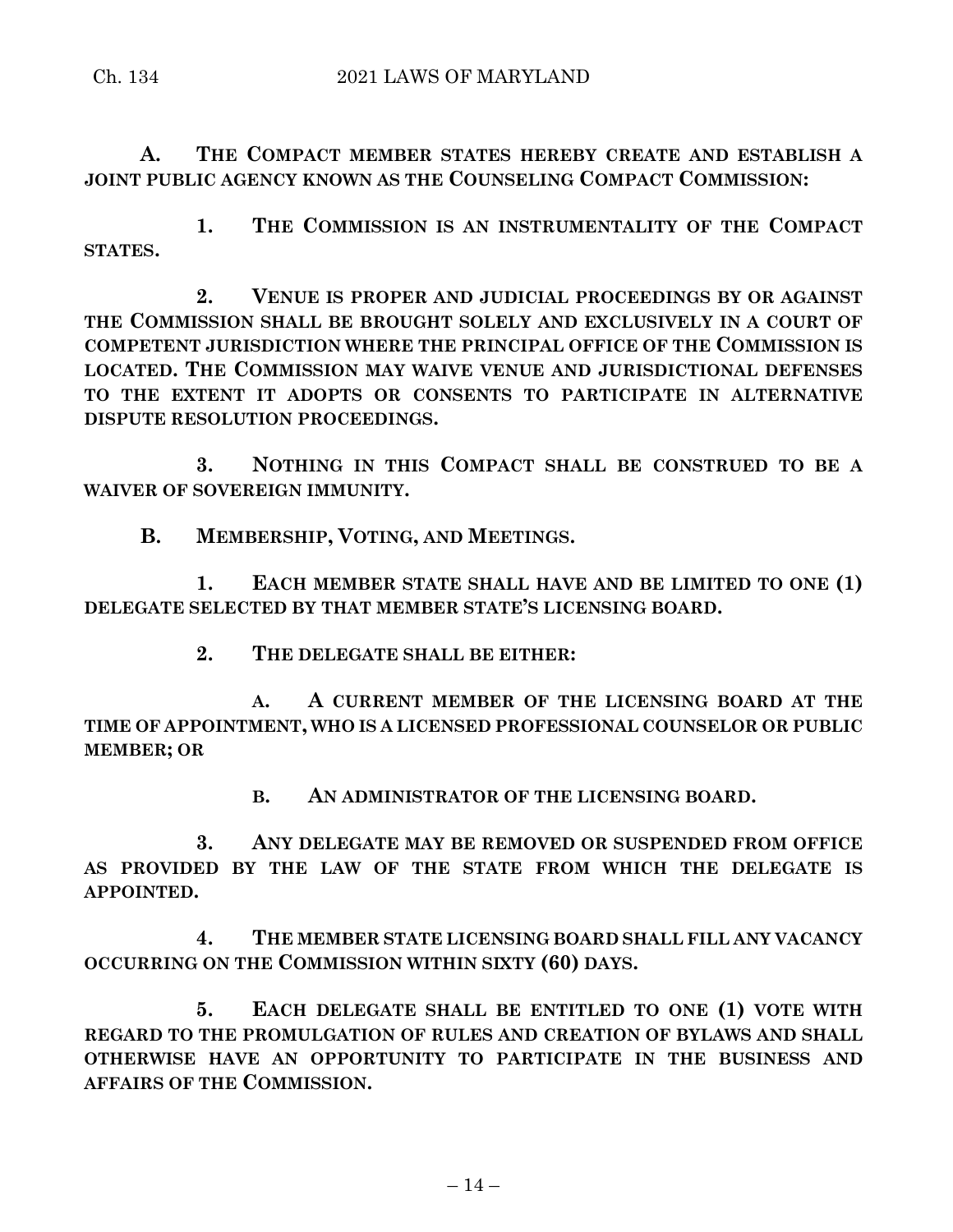**A. THE COMPACT MEMBER STATES HEREBY CREATE AND ESTABLISH A JOINT PUBLIC AGENCY KNOWN AS THE COUNSELING COMPACT COMMISSION:**

**1. THE COMMISSION IS AN INSTRUMENTALITY OF THE COMPACT STATES.**

**2. VENUE IS PROPER AND JUDICIAL PROCEEDINGS BY OR AGAINST THE COMMISSION SHALL BE BROUGHT SOLELY AND EXCLUSIVELY IN A COURT OF COMPETENT JURISDICTION WHERE THE PRINCIPAL OFFICE OF THE COMMISSION IS LOCATED. THE COMMISSION MAY WAIVE VENUE AND JURISDICTIONAL DEFENSES TO THE EXTENT IT ADOPTS OR CONSENTS TO PARTICIPATE IN ALTERNATIVE DISPUTE RESOLUTION PROCEEDINGS.**

**3. NOTHING IN THIS COMPACT SHALL BE CONSTRUED TO BE A WAIVER OF SOVEREIGN IMMUNITY.**

**B. MEMBERSHIP, VOTING, AND MEETINGS.**

**1. EACH MEMBER STATE SHALL HAVE AND BE LIMITED TO ONE (1) DELEGATE SELECTED BY THAT MEMBER STATE'S LICENSING BOARD.**

**2. THE DELEGATE SHALL BE EITHER:**

**A. A CURRENT MEMBER OF THE LICENSING BOARD AT THE TIME OF APPOINTMENT, WHO IS A LICENSED PROFESSIONAL COUNSELOR OR PUBLIC MEMBER; OR**

**B. AN ADMINISTRATOR OF THE LICENSING BOARD.**

**3. ANY DELEGATE MAY BE REMOVED OR SUSPENDED FROM OFFICE AS PROVIDED BY THE LAW OF THE STATE FROM WHICH THE DELEGATE IS APPOINTED.**

**4. THE MEMBER STATE LICENSING BOARD SHALL FILL ANY VACANCY OCCURRING ON THE COMMISSION WITHIN SIXTY (60) DAYS.**

**5. EACH DELEGATE SHALL BE ENTITLED TO ONE (1) VOTE WITH REGARD TO THE PROMULGATION OF RULES AND CREATION OF BYLAWS AND SHALL OTHERWISE HAVE AN OPPORTUNITY TO PARTICIPATE IN THE BUSINESS AND AFFAIRS OF THE COMMISSION.**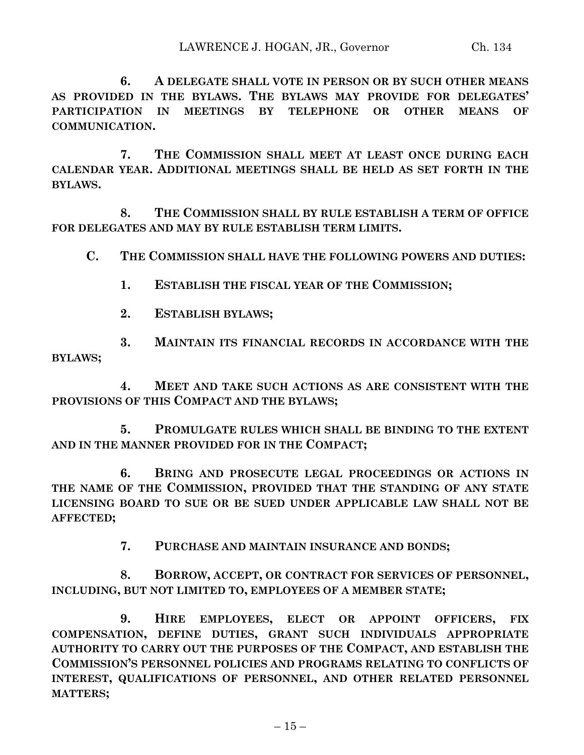**6. A DELEGATE SHALL VOTE IN PERSON OR BY SUCH OTHER MEANS AS PROVIDED IN THE BYLAWS. THE BYLAWS MAY PROVIDE FOR DELEGATES' PARTICIPATION IN MEETINGS BY TELEPHONE OR OTHER MEANS OF COMMUNICATION.**

**7. THE COMMISSION SHALL MEET AT LEAST ONCE DURING EACH CALENDAR YEAR. ADDITIONAL MEETINGS SHALL BE HELD AS SET FORTH IN THE BYLAWS.**

**8. THE COMMISSION SHALL BY RULE ESTABLISH A TERM OF OFFICE FOR DELEGATES AND MAY BY RULE ESTABLISH TERM LIMITS.**

**C. THE COMMISSION SHALL HAVE THE FOLLOWING POWERS AND DUTIES:**

**1. ESTABLISH THE FISCAL YEAR OF THE COMMISSION;**

**2. ESTABLISH BYLAWS;**

**3. MAINTAIN ITS FINANCIAL RECORDS IN ACCORDANCE WITH THE BYLAWS;**

**4. MEET AND TAKE SUCH ACTIONS AS ARE CONSISTENT WITH THE PROVISIONS OF THIS COMPACT AND THE BYLAWS;**

**5. PROMULGATE RULES WHICH SHALL BE BINDING TO THE EXTENT AND IN THE MANNER PROVIDED FOR IN THE COMPACT;**

**6. BRING AND PROSECUTE LEGAL PROCEEDINGS OR ACTIONS IN THE NAME OF THE COMMISSION, PROVIDED THAT THE STANDING OF ANY STATE LICENSING BOARD TO SUE OR BE SUED UNDER APPLICABLE LAW SHALL NOT BE AFFECTED;**

**7. PURCHASE AND MAINTAIN INSURANCE AND BONDS;**

**8. BORROW, ACCEPT, OR CONTRACT FOR SERVICES OF PERSONNEL, INCLUDING, BUT NOT LIMITED TO, EMPLOYEES OF A MEMBER STATE;**

**9. HIRE EMPLOYEES, ELECT OR APPOINT OFFICERS, FIX COMPENSATION, DEFINE DUTIES, GRANT SUCH INDIVIDUALS APPROPRIATE AUTHORITY TO CARRY OUT THE PURPOSES OF THE COMPACT, AND ESTABLISH THE COMMISSION'S PERSONNEL POLICIES AND PROGRAMS RELATING TO CONFLICTS OF INTEREST, QUALIFICATIONS OF PERSONNEL, AND OTHER RELATED PERSONNEL MATTERS;**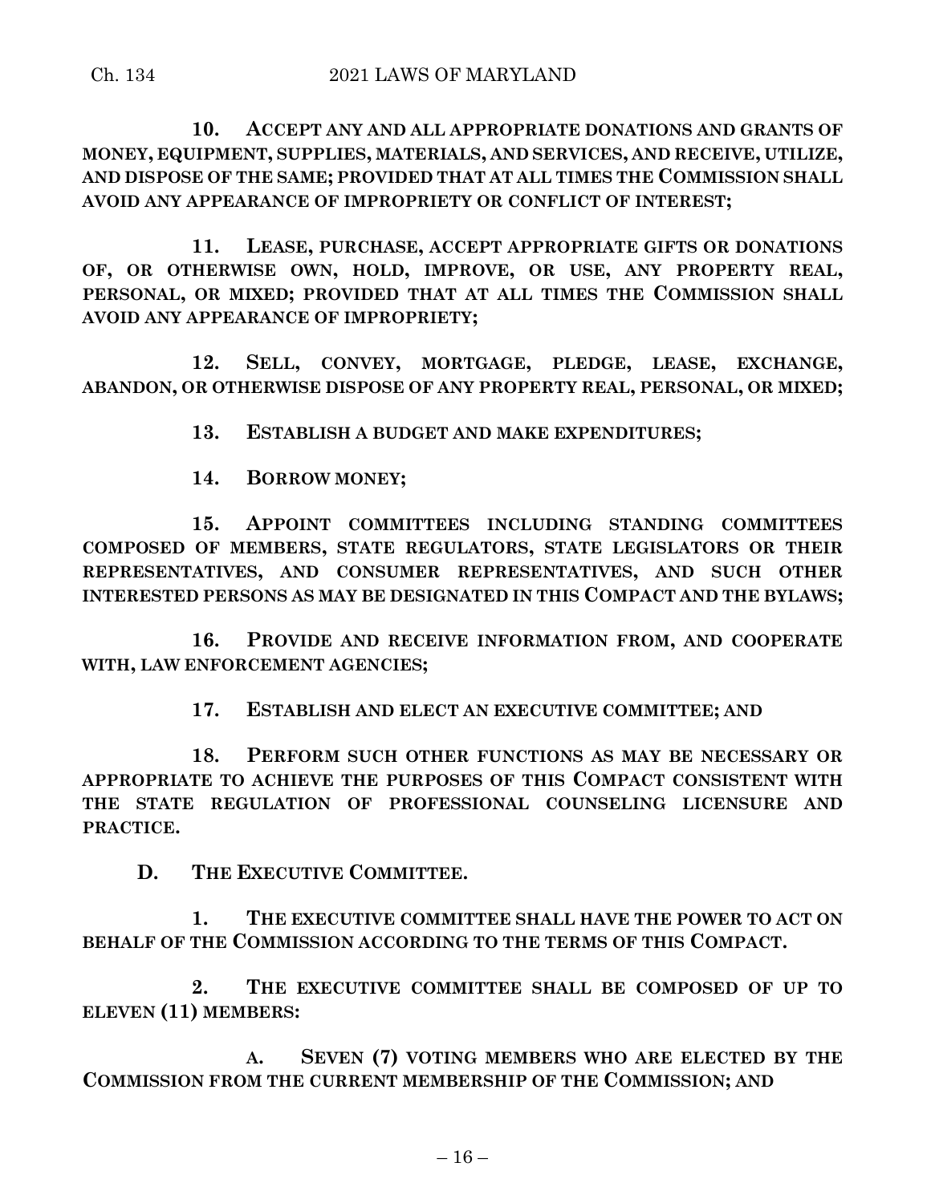**10. ACCEPT ANY AND ALL APPROPRIATE DONATIONS AND GRANTS OF MONEY, EQUIPMENT, SUPPLIES, MATERIALS, AND SERVICES, AND RECEIVE, UTILIZE, AND DISPOSE OF THE SAME; PROVIDED THAT AT ALL TIMES THE COMMISSION SHALL AVOID ANY APPEARANCE OF IMPROPRIETY OR CONFLICT OF INTEREST;**

**11. LEASE, PURCHASE, ACCEPT APPROPRIATE GIFTS OR DONATIONS OF, OR OTHERWISE OWN, HOLD, IMPROVE, OR USE, ANY PROPERTY REAL, PERSONAL, OR MIXED; PROVIDED THAT AT ALL TIMES THE COMMISSION SHALL AVOID ANY APPEARANCE OF IMPROPRIETY;**

**12. SELL, CONVEY, MORTGAGE, PLEDGE, LEASE, EXCHANGE, ABANDON, OR OTHERWISE DISPOSE OF ANY PROPERTY REAL, PERSONAL, OR MIXED;**

**13. ESTABLISH A BUDGET AND MAKE EXPENDITURES;**

**14. BORROW MONEY;**

**15. APPOINT COMMITTEES INCLUDING STANDING COMMITTEES COMPOSED OF MEMBERS, STATE REGULATORS, STATE LEGISLATORS OR THEIR REPRESENTATIVES, AND CONSUMER REPRESENTATIVES, AND SUCH OTHER INTERESTED PERSONS AS MAY BE DESIGNATED IN THIS COMPACT AND THE BYLAWS;**

**16. PROVIDE AND RECEIVE INFORMATION FROM, AND COOPERATE WITH, LAW ENFORCEMENT AGENCIES;**

**17. ESTABLISH AND ELECT AN EXECUTIVE COMMITTEE; AND**

**18. PERFORM SUCH OTHER FUNCTIONS AS MAY BE NECESSARY OR APPROPRIATE TO ACHIEVE THE PURPOSES OF THIS COMPACT CONSISTENT WITH THE STATE REGULATION OF PROFESSIONAL COUNSELING LICENSURE AND PRACTICE.**

**D. THE EXECUTIVE COMMITTEE.**

**1. THE EXECUTIVE COMMITTEE SHALL HAVE THE POWER TO ACT ON BEHALF OF THE COMMISSION ACCORDING TO THE TERMS OF THIS COMPACT.**

**2. THE EXECUTIVE COMMITTEE SHALL BE COMPOSED OF UP TO ELEVEN (11) MEMBERS:**

**A. SEVEN (7) VOTING MEMBERS WHO ARE ELECTED BY THE COMMISSION FROM THE CURRENT MEMBERSHIP OF THE COMMISSION; AND**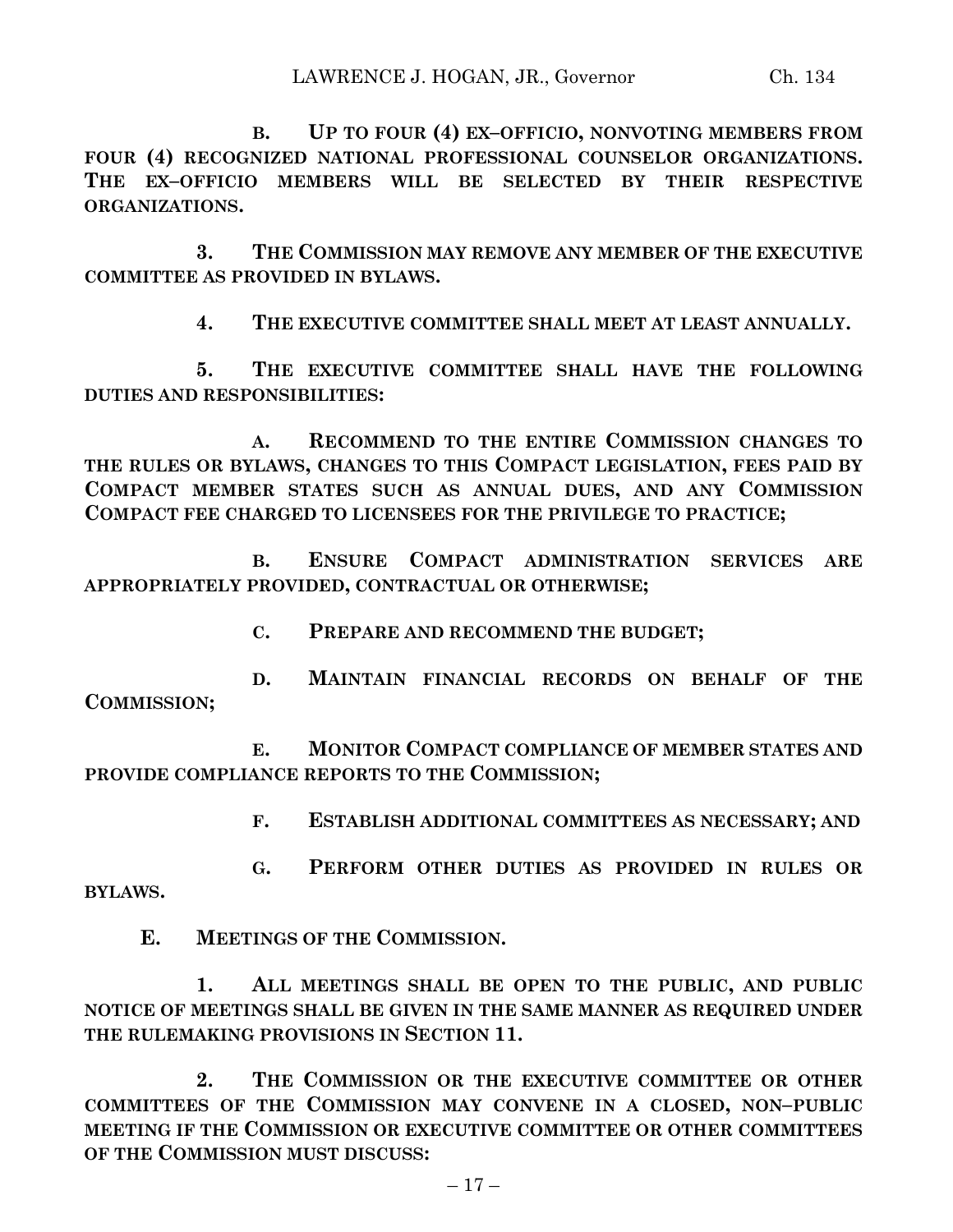B. UP TO FOUR (4) EX–OFFICIO, NONVOTING MEMBERS FROM FOUR (4) RECOGNIZED NATIONAL PROFESSIONAL COUNSELOR ORGANIZATIONS. THE EX–OFFICIO MEMBERS WILL BE SELECTED BY THEIR RESPECTIVE ORGANIZATIONS.

3. THE COMMISSION MAY REMOVE ANY MEMBER OF THE EXECUTIVE COMMITTEE AS PROVIDED IN BYLAWS.

4. THE EXECUTIVE COMMITTEE SHALL MEET AT LEAST ANNUALLY.

5. THE EXECUTIVE COMMITTEE SHALL HAVE THE FOLLOWING DUTIES AND RESPONSIBILITIES:

A. RECOMMEND TO THE ENTIRE COMMISSION CHANGES TO THE RULES OR BYLAWS, CHANGES TO THIS COMPACT LEGISLATION, FEES PAID BY COMPACT MEMBER STATES SUCH AS ANNUAL DUES, AND ANY COMMISSION COMPACT FEE CHARGED TO LICENSEES FOR THE PRIVILEGE TO PRACTICE;

B. ENSURE COMPACT ADMINISTRATION SERVICES ARE APPROPRIATELY PROVIDED, CONTRACTUAL OR OTHERWISE;

C. PREPARE AND RECOMMEND THE BUDGET;

D. MAINTAIN FINANCIAL RECORDS ON BEHALF OF THE COMMISSION;

E. MONITOR COMPACT COMPLIANCE OF MEMBER STATES AND PROVIDE COMPLIANCE REPORTS TO THE COMMISSION;

F. ESTABLISH ADDITIONAL COMMITTEES AS NECESSARY; AND

G. PERFORM OTHER DUTIES AS PROVIDED IN RULES OR BYLAWS.

E. MEETINGS OF THE COMMISSION.

1. ALL MEETINGS SHALL BE OPEN TO THE PUBLIC, AND PUBLIC NOTICE OF MEETINGS SHALL BE GIVEN IN THE SAME MANNER AS REQUIRED UNDER THE RULEMAKING PROVISIONS IN SECTION 11.

2. THE COMMISSION OR THE EXECUTIVE COMMITTEE OR OTHER COMMITTEES OF THE COMMISSION MAY CONVENE IN A CLOSED, NON–PUBLIC MEETING IF THE COMMISSION OR EXECUTIVE COMMITTEE OR OTHER COMMITTEES OF THE COMMISSION MUST DISCUSS: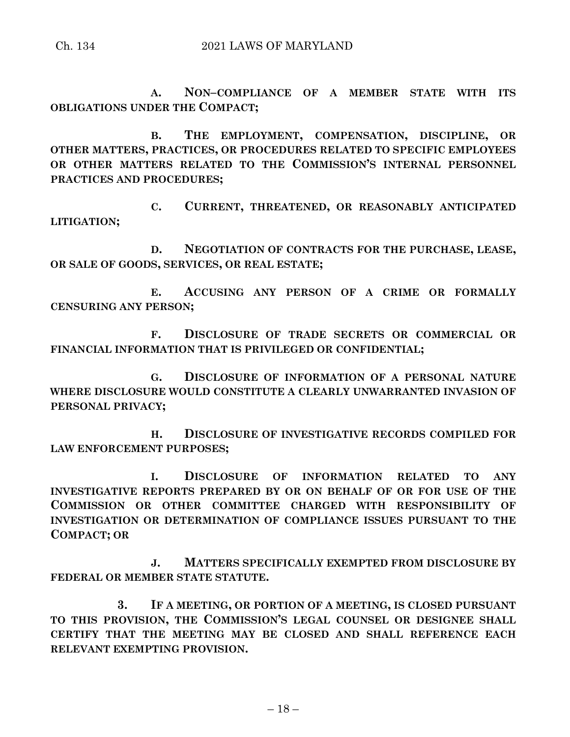**A. NON–COMPLIANCE OF A MEMBER STATE WITH ITS OBLIGATIONS UNDER THE COMPACT;**

**B. THE EMPLOYMENT, COMPENSATION, DISCIPLINE, OR OTHER MATTERS, PRACTICES, OR PROCEDURES RELATED TO SPECIFIC EMPLOYEES OR OTHER MATTERS RELATED TO THE COMMISSION'S INTERNAL PERSONNEL PRACTICES AND PROCEDURES;**

**C. CURRENT, THREATENED, OR REASONABLY ANTICIPATED LITIGATION;**

**D. NEGOTIATION OF CONTRACTS FOR THE PURCHASE, LEASE, OR SALE OF GOODS, SERVICES, OR REAL ESTATE;**

**E. ACCUSING ANY PERSON OF A CRIME OR FORMALLY CENSURING ANY PERSON;**

**F. DISCLOSURE OF TRADE SECRETS OR COMMERCIAL OR FINANCIAL INFORMATION THAT IS PRIVILEGED OR CONFIDENTIAL;**

**G. DISCLOSURE OF INFORMATION OF A PERSONAL NATURE WHERE DISCLOSURE WOULD CONSTITUTE A CLEARLY UNWARRANTED INVASION OF PERSONAL PRIVACY;**

**H. DISCLOSURE OF INVESTIGATIVE RECORDS COMPILED FOR LAW ENFORCEMENT PURPOSES;**

**I. DISCLOSURE OF INFORMATION RELATED TO ANY INVESTIGATIVE REPORTS PREPARED BY OR ON BEHALF OF OR FOR USE OF THE COMMISSION OR OTHER COMMITTEE CHARGED WITH RESPONSIBILITY OF INVESTIGATION OR DETERMINATION OF COMPLIANCE ISSUES PURSUANT TO THE COMPACT; OR**

**J. MATTERS SPECIFICALLY EXEMPTED FROM DISCLOSURE BY FEDERAL OR MEMBER STATE STATUTE.**

**3. IF A MEETING, OR PORTION OF A MEETING, IS CLOSED PURSUANT TO THIS PROVISION, THE COMMISSION'S LEGAL COUNSEL OR DESIGNEE SHALL CERTIFY THAT THE MEETING MAY BE CLOSED AND SHALL REFERENCE EACH RELEVANT EXEMPTING PROVISION.**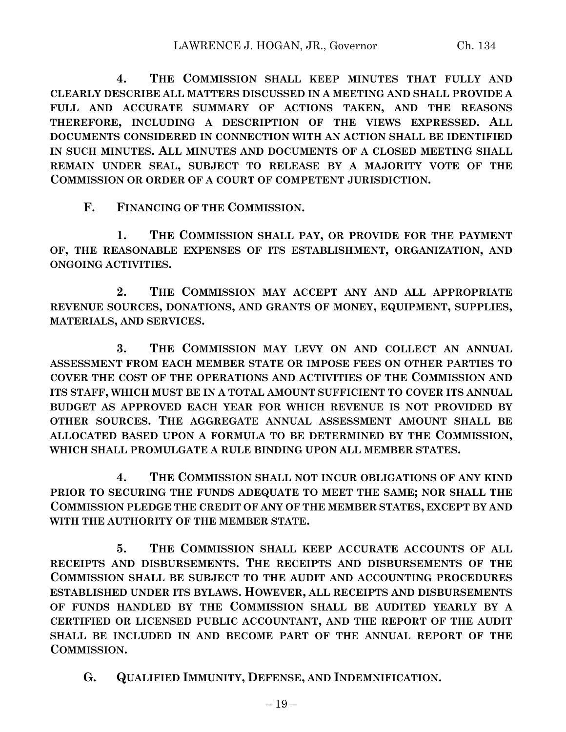**4. THE COMMISSION SHALL KEEP MINUTES THAT FULLY AND CLEARLY DESCRIBE ALL MATTERS DISCUSSED IN A MEETING AND SHALL PROVIDE A FULL AND ACCURATE SUMMARY OF ACTIONS TAKEN, AND THE REASONS THEREFORE, INCLUDING A DESCRIPTION OF THE VIEWS EXPRESSED. ALL DOCUMENTS CONSIDERED IN CONNECTION WITH AN ACTION SHALL BE IDENTIFIED IN SUCH MINUTES. ALL MINUTES AND DOCUMENTS OF A CLOSED MEETING SHALL REMAIN UNDER SEAL, SUBJECT TO RELEASE BY A MAJORITY VOTE OF THE COMMISSION OR ORDER OF A COURT OF COMPETENT JURISDICTION.**

**F. FINANCING OF THE COMMISSION.**

**1. THE COMMISSION SHALL PAY, OR PROVIDE FOR THE PAYMENT OF, THE REASONABLE EXPENSES OF ITS ESTABLISHMENT, ORGANIZATION, AND ONGOING ACTIVITIES.**

**2. THE COMMISSION MAY ACCEPT ANY AND ALL APPROPRIATE REVENUE SOURCES, DONATIONS, AND GRANTS OF MONEY, EQUIPMENT, SUPPLIES, MATERIALS, AND SERVICES.**

**3. THE COMMISSION MAY LEVY ON AND COLLECT AN ANNUAL ASSESSMENT FROM EACH MEMBER STATE OR IMPOSE FEES ON OTHER PARTIES TO COVER THE COST OF THE OPERATIONS AND ACTIVITIES OF THE COMMISSION AND ITS STAFF, WHICH MUST BE IN A TOTAL AMOUNT SUFFICIENT TO COVER ITS ANNUAL BUDGET AS APPROVED EACH YEAR FOR WHICH REVENUE IS NOT PROVIDED BY OTHER SOURCES. THE AGGREGATE ANNUAL ASSESSMENT AMOUNT SHALL BE ALLOCATED BASED UPON A FORMULA TO BE DETERMINED BY THE COMMISSION, WHICH SHALL PROMULGATE A RULE BINDING UPON ALL MEMBER STATES.**

**4. THE COMMISSION SHALL NOT INCUR OBLIGATIONS OF ANY KIND PRIOR TO SECURING THE FUNDS ADEQUATE TO MEET THE SAME; NOR SHALL THE COMMISSION PLEDGE THE CREDIT OF ANY OF THE MEMBER STATES, EXCEPT BY AND WITH THE AUTHORITY OF THE MEMBER STATE.**

**5. THE COMMISSION SHALL KEEP ACCURATE ACCOUNTS OF ALL RECEIPTS AND DISBURSEMENTS. THE RECEIPTS AND DISBURSEMENTS OF THE COMMISSION SHALL BE SUBJECT TO THE AUDIT AND ACCOUNTING PROCEDURES ESTABLISHED UNDER ITS BYLAWS. HOWEVER, ALL RECEIPTS AND DISBURSEMENTS OF FUNDS HANDLED BY THE COMMISSION SHALL BE AUDITED YEARLY BY A CERTIFIED OR LICENSED PUBLIC ACCOUNTANT, AND THE REPORT OF THE AUDIT SHALL BE INCLUDED IN AND BECOME PART OF THE ANNUAL REPORT OF THE COMMISSION.**

**G. QUALIFIED IMMUNITY, DEFENSE, AND INDEMNIFICATION.**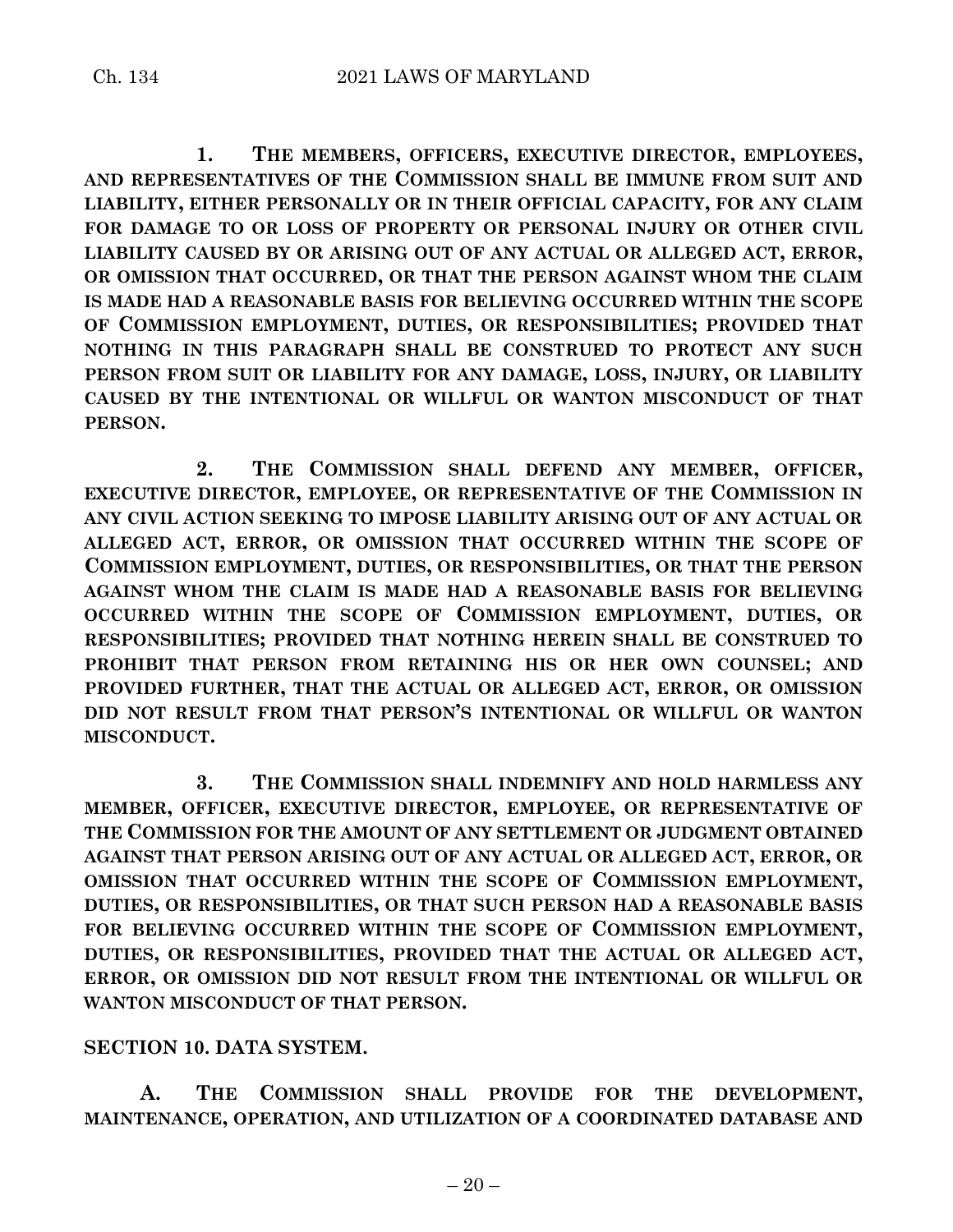**1. THE MEMBERS, OFFICERS, EXECUTIVE DIRECTOR, EMPLOYEES, AND REPRESENTATIVES OF THE COMMISSION SHALL BE IMMUNE FROM SUIT AND LIABILITY, EITHER PERSONALLY OR IN THEIR OFFICIAL CAPACITY, FOR ANY CLAIM FOR DAMAGE TO OR LOSS OF PROPERTY OR PERSONAL INJURY OR OTHER CIVIL LIABILITY CAUSED BY OR ARISING OUT OF ANY ACTUAL OR ALLEGED ACT, ERROR, OR OMISSION THAT OCCURRED, OR THAT THE PERSON AGAINST WHOM THE CLAIM IS MADE HAD A REASONABLE BASIS FOR BELIEVING OCCURRED WITHIN THE SCOPE OF COMMISSION EMPLOYMENT, DUTIES, OR RESPONSIBILITIES; PROVIDED THAT NOTHING IN THIS PARAGRAPH SHALL BE CONSTRUED TO PROTECT ANY SUCH PERSON FROM SUIT OR LIABILITY FOR ANY DAMAGE, LOSS, INJURY, OR LIABILITY CAUSED BY THE INTENTIONAL OR WILLFUL OR WANTON MISCONDUCT OF THAT PERSON.**

**2. THE COMMISSION SHALL DEFEND ANY MEMBER, OFFICER, EXECUTIVE DIRECTOR, EMPLOYEE, OR REPRESENTATIVE OF THE COMMISSION IN ANY CIVIL ACTION SEEKING TO IMPOSE LIABILITY ARISING OUT OF ANY ACTUAL OR ALLEGED ACT, ERROR, OR OMISSION THAT OCCURRED WITHIN THE SCOPE OF COMMISSION EMPLOYMENT, DUTIES, OR RESPONSIBILITIES, OR THAT THE PERSON AGAINST WHOM THE CLAIM IS MADE HAD A REASONABLE BASIS FOR BELIEVING OCCURRED WITHIN THE SCOPE OF COMMISSION EMPLOYMENT, DUTIES, OR RESPONSIBILITIES; PROVIDED THAT NOTHING HEREIN SHALL BE CONSTRUED TO PROHIBIT THAT PERSON FROM RETAINING HIS OR HER OWN COUNSEL; AND PROVIDED FURTHER, THAT THE ACTUAL OR ALLEGED ACT, ERROR, OR OMISSION DID NOT RESULT FROM THAT PERSON'S INTENTIONAL OR WILLFUL OR WANTON MISCONDUCT.**

**3. THE COMMISSION SHALL INDEMNIFY AND HOLD HARMLESS ANY MEMBER, OFFICER, EXECUTIVE DIRECTOR, EMPLOYEE, OR REPRESENTATIVE OF THE COMMISSION FOR THE AMOUNT OF ANY SETTLEMENT OR JUDGMENT OBTAINED AGAINST THAT PERSON ARISING OUT OF ANY ACTUAL OR ALLEGED ACT, ERROR, OR OMISSION THAT OCCURRED WITHIN THE SCOPE OF COMMISSION EMPLOYMENT, DUTIES, OR RESPONSIBILITIES, OR THAT SUCH PERSON HAD A REASONABLE BASIS FOR BELIEVING OCCURRED WITHIN THE SCOPE OF COMMISSION EMPLOYMENT, DUTIES, OR RESPONSIBILITIES, PROVIDED THAT THE ACTUAL OR ALLEGED ACT, ERROR, OR OMISSION DID NOT RESULT FROM THE INTENTIONAL OR WILLFUL OR WANTON MISCONDUCT OF THAT PERSON.**

**SECTION 10. DATA SYSTEM.**

**A. THE COMMISSION SHALL PROVIDE FOR THE DEVELOPMENT, MAINTENANCE, OPERATION, AND UTILIZATION OF A COORDINATED DATABASE AND**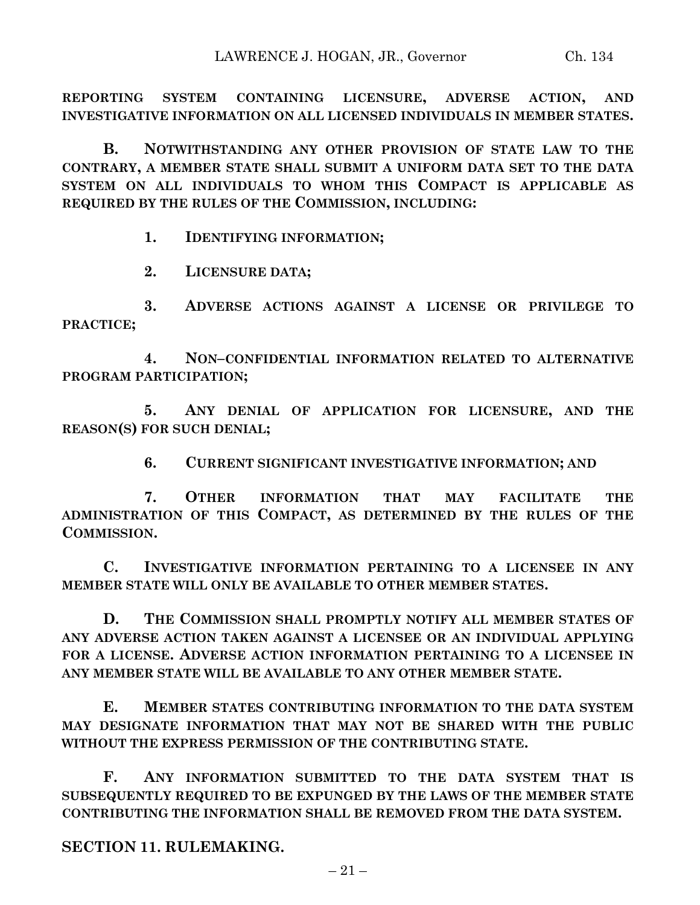**REPORTING SYSTEM CONTAINING LICENSURE, ADVERSE ACTION, AND INVESTIGATIVE INFORMATION ON ALL LICENSED INDIVIDUALS IN MEMBER STATES.**

**B. NOTWITHSTANDING ANY OTHER PROVISION OF STATE LAW TO THE CONTRARY, A MEMBER STATE SHALL SUBMIT A UNIFORM DATA SET TO THE DATA SYSTEM ON ALL INDIVIDUALS TO WHOM THIS COMPACT IS APPLICABLE AS REQUIRED BY THE RULES OF THE COMMISSION, INCLUDING:**

**1. IDENTIFYING INFORMATION;**

**2. LICENSURE DATA;**

**3. ADVERSE ACTIONS AGAINST A LICENSE OR PRIVILEGE TO PRACTICE;**

**4. NON–CONFIDENTIAL INFORMATION RELATED TO ALTERNATIVE PROGRAM PARTICIPATION;**

**5. ANY DENIAL OF APPLICATION FOR LICENSURE, AND THE REASON(S) FOR SUCH DENIAL;**

**6. CURRENT SIGNIFICANT INVESTIGATIVE INFORMATION; AND**

**7. OTHER INFORMATION THAT MAY FACILITATE THE ADMINISTRATION OF THIS COMPACT, AS DETERMINED BY THE RULES OF THE COMMISSION.**

**C. INVESTIGATIVE INFORMATION PERTAINING TO A LICENSEE IN ANY MEMBER STATE WILL ONLY BE AVAILABLE TO OTHER MEMBER STATES.**

**D. THE COMMISSION SHALL PROMPTLY NOTIFY ALL MEMBER STATES OF ANY ADVERSE ACTION TAKEN AGAINST A LICENSEE OR AN INDIVIDUAL APPLYING FOR A LICENSE. ADVERSE ACTION INFORMATION PERTAINING TO A LICENSEE IN ANY MEMBER STATE WILL BE AVAILABLE TO ANY OTHER MEMBER STATE.**

**E. MEMBER STATES CONTRIBUTING INFORMATION TO THE DATA SYSTEM MAY DESIGNATE INFORMATION THAT MAY NOT BE SHARED WITH THE PUBLIC WITHOUT THE EXPRESS PERMISSION OF THE CONTRIBUTING STATE.**

**F. ANY INFORMATION SUBMITTED TO THE DATA SYSTEM THAT IS SUBSEQUENTLY REQUIRED TO BE EXPUNGED BY THE LAWS OF THE MEMBER STATE CONTRIBUTING THE INFORMATION SHALL BE REMOVED FROM THE DATA SYSTEM.**

## SECTION 11. RULEMAKING.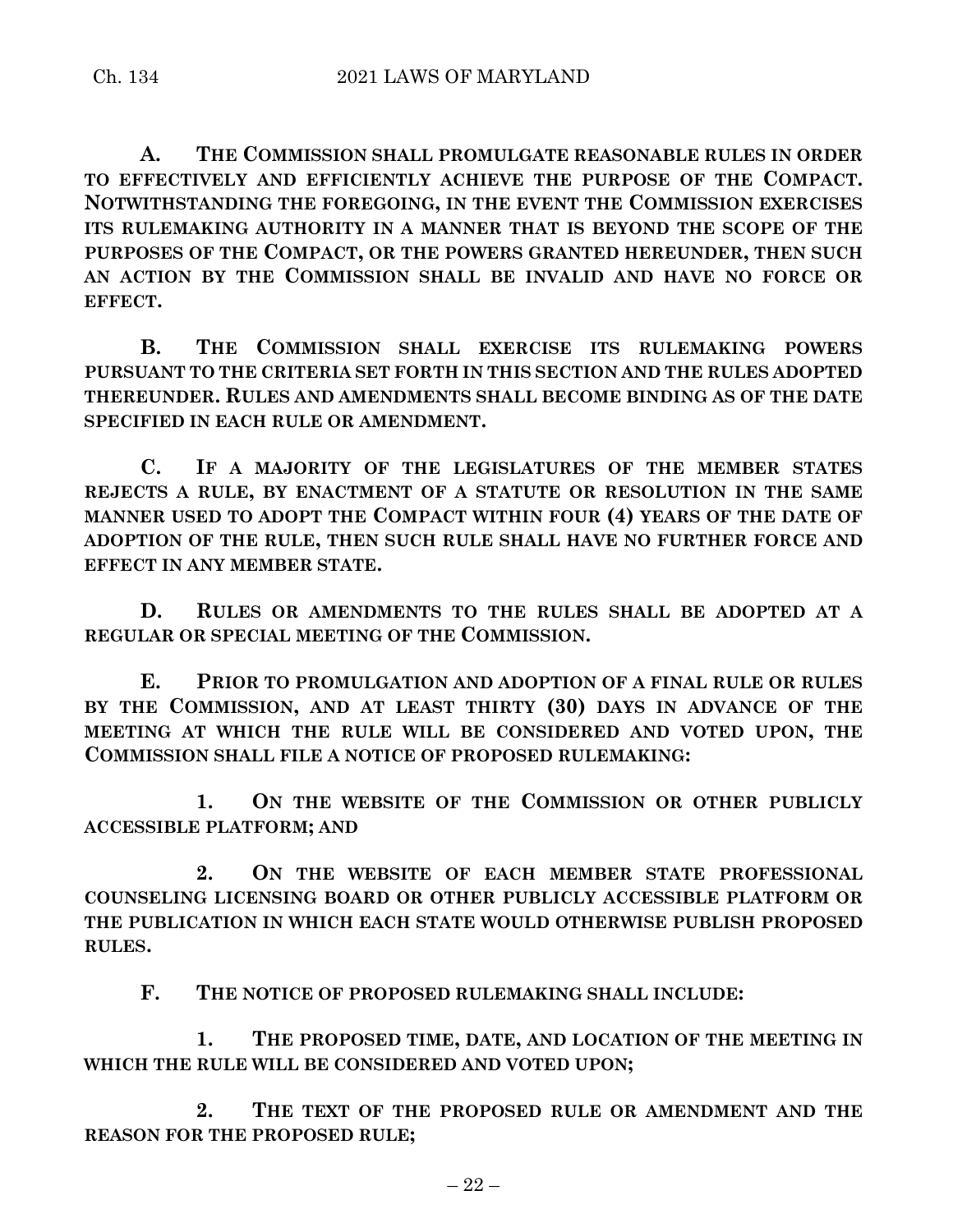**A. THE COMMISSION SHALL PROMULGATE REASONABLE RULES IN ORDER TO EFFECTIVELY AND EFFICIENTLY ACHIEVE THE PURPOSE OF THE COMPACT. NOTWITHSTANDING THE FOREGOING, IN THE EVENT THE COMMISSION EXERCISES ITS RULEMAKING AUTHORITY IN A MANNER THAT IS BEYOND THE SCOPE OF THE PURPOSES OF THE COMPACT, OR THE POWERS GRANTED HEREUNDER, THEN SUCH AN ACTION BY THE COMMISSION SHALL BE INVALID AND HAVE NO FORCE OR EFFECT.**

**B. THE COMMISSION SHALL EXERCISE ITS RULEMAKING POWERS PURSUANT TO THE CRITERIA SET FORTH IN THIS SECTION AND THE RULES ADOPTED THEREUNDER. RULES AND AMENDMENTS SHALL BECOME BINDING AS OF THE DATE SPECIFIED IN EACH RULE OR AMENDMENT.**

**C. IF A MAJORITY OF THE LEGISLATURES OF THE MEMBER STATES REJECTS A RULE, BY ENACTMENT OF A STATUTE OR RESOLUTION IN THE SAME MANNER USED TO ADOPT THE COMPACT WITHIN FOUR (4) YEARS OF THE DATE OF ADOPTION OF THE RULE, THEN SUCH RULE SHALL HAVE NO FURTHER FORCE AND EFFECT IN ANY MEMBER STATE.**

**D. RULES OR AMENDMENTS TO THE RULES SHALL BE ADOPTED AT A REGULAR OR SPECIAL MEETING OF THE COMMISSION.**

**E. PRIOR TO PROMULGATION AND ADOPTION OF A FINAL RULE OR RULES BY THE COMMISSION, AND AT LEAST THIRTY (30) DAYS IN ADVANCE OF THE MEETING AT WHICH THE RULE WILL BE CONSIDERED AND VOTED UPON, THE COMMISSION SHALL FILE A NOTICE OF PROPOSED RULEMAKING:**

**1. ON THE WEBSITE OF THE COMMISSION OR OTHER PUBLICLY ACCESSIBLE PLATFORM; AND**

**2. ON THE WEBSITE OF EACH MEMBER STATE PROFESSIONAL COUNSELING LICENSING BOARD OR OTHER PUBLICLY ACCESSIBLE PLATFORM OR THE PUBLICATION IN WHICH EACH STATE WOULD OTHERWISE PUBLISH PROPOSED RULES.**

**F. THE NOTICE OF PROPOSED RULEMAKING SHALL INCLUDE:**

**1. THE PROPOSED TIME, DATE, AND LOCATION OF THE MEETING IN WHICH THE RULE WILL BE CONSIDERED AND VOTED UPON;**

**2. THE TEXT OF THE PROPOSED RULE OR AMENDMENT AND THE REASON FOR THE PROPOSED RULE;**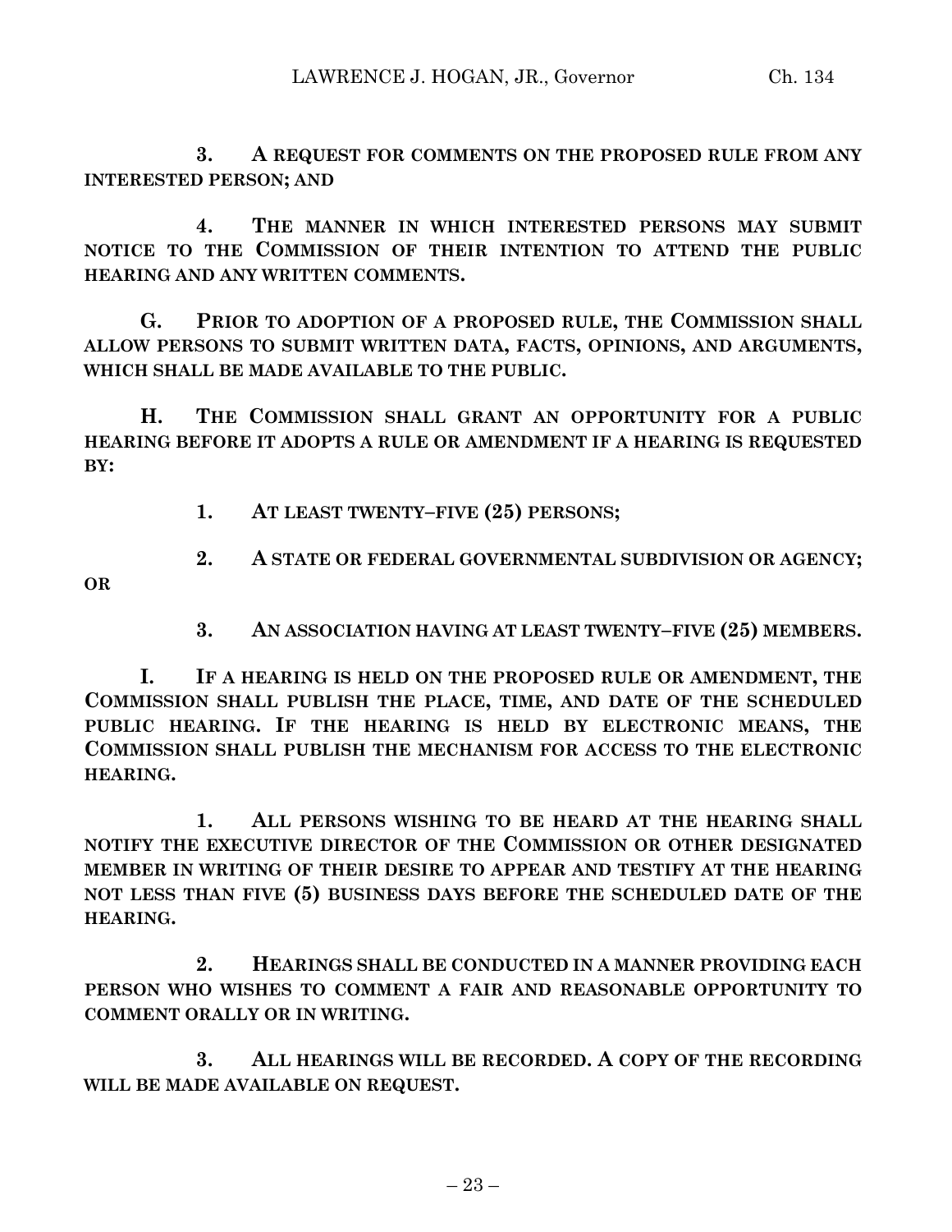**3. A REQUEST FOR COMMENTS ON THE PROPOSED RULE FROM ANY INTERESTED PERSON; AND**

**4. THE MANNER IN WHICH INTERESTED PERSONS MAY SUBMIT NOTICE TO THE COMMISSION OF THEIR INTENTION TO ATTEND THE PUBLIC HEARING AND ANY WRITTEN COMMENTS.**

**G. PRIOR TO ADOPTION OF A PROPOSED RULE, THE COMMISSION SHALL ALLOW PERSONS TO SUBMIT WRITTEN DATA, FACTS, OPINIONS, AND ARGUMENTS, WHICH SHALL BE MADE AVAILABLE TO THE PUBLIC.**

**H. THE COMMISSION SHALL GRANT AN OPPORTUNITY FOR A PUBLIC HEARING BEFORE IT ADOPTS A RULE OR AMENDMENT IF A HEARING IS REQUESTED BY:**

**1. AT LEAST TWENTY–FIVE (25) PERSONS;**

**2. A STATE OR FEDERAL GOVERNMENTAL SUBDIVISION OR AGENCY; OR**

**3. AN ASSOCIATION HAVING AT LEAST TWENTY–FIVE (25) MEMBERS.**

**I. IF A HEARING IS HELD ON THE PROPOSED RULE OR AMENDMENT, THE COMMISSION SHALL PUBLISH THE PLACE, TIME, AND DATE OF THE SCHEDULED PUBLIC HEARING. IF THE HEARING IS HELD BY ELECTRONIC MEANS, THE COMMISSION SHALL PUBLISH THE MECHANISM FOR ACCESS TO THE ELECTRONIC HEARING.**

**1. ALL PERSONS WISHING TO BE HEARD AT THE HEARING SHALL NOTIFY THE EXECUTIVE DIRECTOR OF THE COMMISSION OR OTHER DESIGNATED MEMBER IN WRITING OF THEIR DESIRE TO APPEAR AND TESTIFY AT THE HEARING NOT LESS THAN FIVE (5) BUSINESS DAYS BEFORE THE SCHEDULED DATE OF THE HEARING.**

**2. HEARINGS SHALL BE CONDUCTED IN A MANNER PROVIDING EACH PERSON WHO WISHES TO COMMENT A FAIR AND REASONABLE OPPORTUNITY TO COMMENT ORALLY OR IN WRITING.**

**3. ALL HEARINGS WILL BE RECORDED. A COPY OF THE RECORDING WILL BE MADE AVAILABLE ON REQUEST.**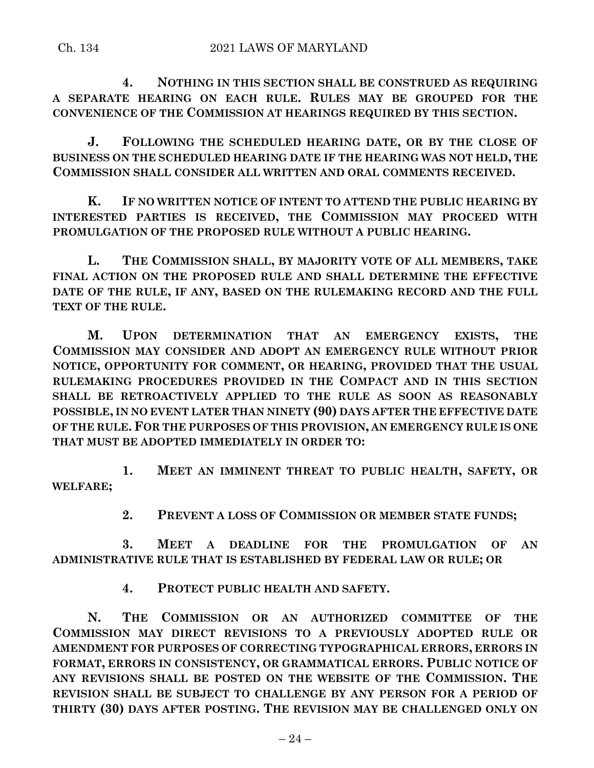**4. NOTHING IN THIS SECTION SHALL BE CONSTRUED AS REQUIRING A SEPARATE HEARING ON EACH RULE. RULES MAY BE GROUPED FOR THE CONVENIENCE OF THE COMMISSION AT HEARINGS REQUIRED BY THIS SECTION.**

**J. FOLLOWING THE SCHEDULED HEARING DATE, OR BY THE CLOSE OF BUSINESS ON THE SCHEDULED HEARING DATE IF THE HEARING WAS NOT HELD, THE COMMISSION SHALL CONSIDER ALL WRITTEN AND ORAL COMMENTS RECEIVED.**

**K. IF NO WRITTEN NOTICE OF INTENT TO ATTEND THE PUBLIC HEARING BY INTERESTED PARTIES IS RECEIVED, THE COMMISSION MAY PROCEED WITH PROMULGATION OF THE PROPOSED RULE WITHOUT A PUBLIC HEARING.**

**L. THE COMMISSION SHALL, BY MAJORITY VOTE OF ALL MEMBERS, TAKE FINAL ACTION ON THE PROPOSED RULE AND SHALL DETERMINE THE EFFECTIVE DATE OF THE RULE, IF ANY, BASED ON THE RULEMAKING RECORD AND THE FULL TEXT OF THE RULE.**

**M. UPON DETERMINATION THAT AN EMERGENCY EXISTS, THE COMMISSION MAY CONSIDER AND ADOPT AN EMERGENCY RULE WITHOUT PRIOR NOTICE, OPPORTUNITY FOR COMMENT, OR HEARING, PROVIDED THAT THE USUAL RULEMAKING PROCEDURES PROVIDED IN THE COMPACT AND IN THIS SECTION SHALL BE RETROACTIVELY APPLIED TO THE RULE AS SOON AS REASONABLY POSSIBLE, IN NO EVENT LATER THAN NINETY (90) DAYS AFTER THE EFFECTIVE DATE OF THE RULE. FOR THE PURPOSES OF THIS PROVISION, AN EMERGENCY RULE IS ONE THAT MUST BE ADOPTED IMMEDIATELY IN ORDER TO:**

**1. MEET AN IMMINENT THREAT TO PUBLIC HEALTH, SAFETY, OR WELFARE;**

**2. PREVENT A LOSS OF COMMISSION OR MEMBER STATE FUNDS;**

**3. MEET A DEADLINE FOR THE PROMULGATION OF AN ADMINISTRATIVE RULE THAT IS ESTABLISHED BY FEDERAL LAW OR RULE; OR**

**4. PROTECT PUBLIC HEALTH AND SAFETY.**

**N. THE COMMISSION OR AN AUTHORIZED COMMITTEE OF THE COMMISSION MAY DIRECT REVISIONS TO A PREVIOUSLY ADOPTED RULE OR AMENDMENT FOR PURPOSES OF CORRECTING TYPOGRAPHICAL ERRORS, ERRORS IN FORMAT, ERRORS IN CONSISTENCY, OR GRAMMATICAL ERRORS. PUBLIC NOTICE OF ANY REVISIONS SHALL BE POSTED ON THE WEBSITE OF THE COMMISSION. THE REVISION SHALL BE SUBJECT TO CHALLENGE BY ANY PERSON FOR A PERIOD OF THIRTY (30) DAYS AFTER POSTING. THE REVISION MAY BE CHALLENGED ONLY ON**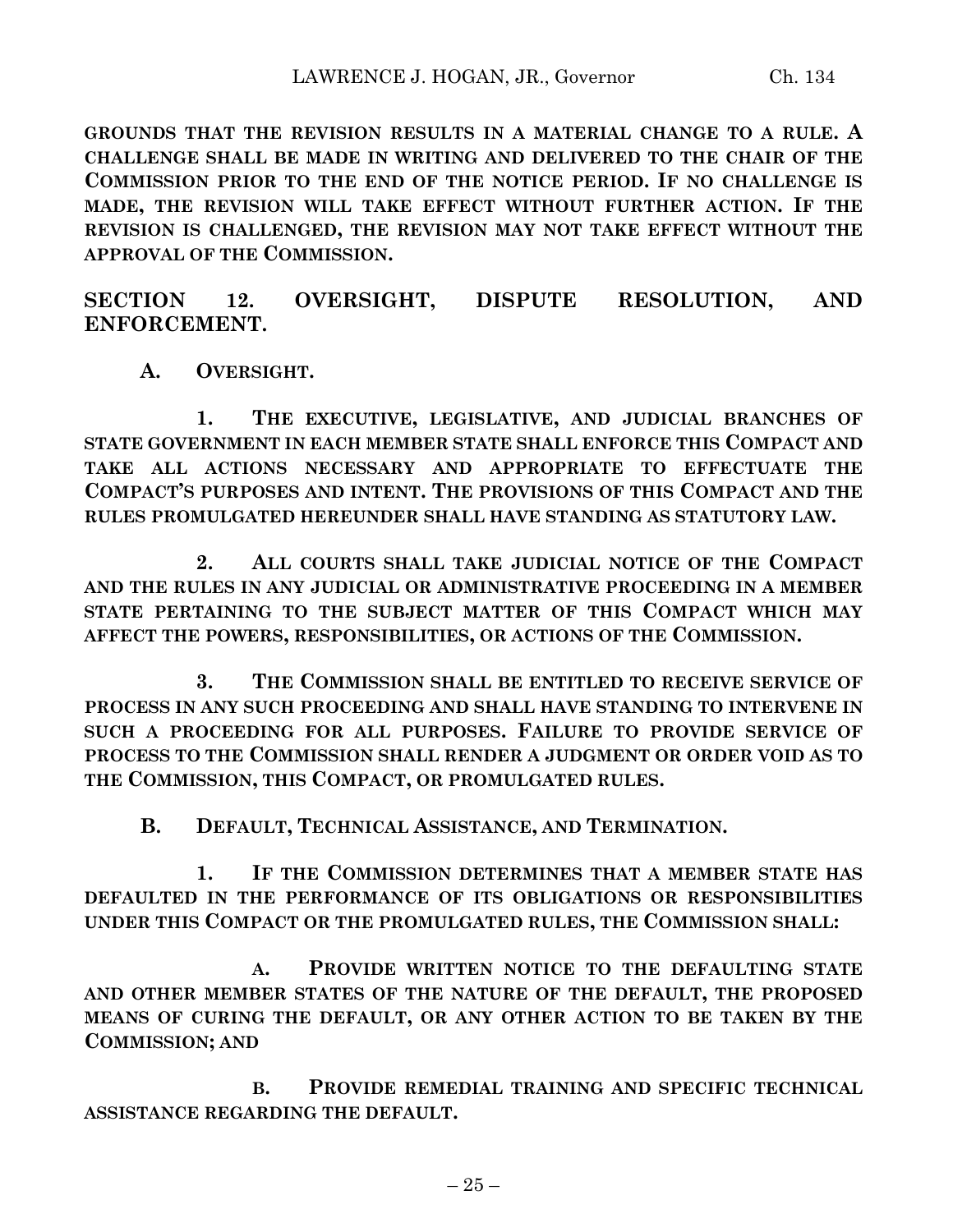**GROUNDS THAT THE REVISION RESULTS IN A MATERIAL CHANGE TO A RULE. A CHALLENGE SHALL BE MADE IN WRITING AND DELIVERED TO THE CHAIR OF THE COMMISSION PRIOR TO THE END OF THE NOTICE PERIOD. IF NO CHALLENGE IS MADE, THE REVISION WILL TAKE EFFECT WITHOUT FURTHER ACTION. IF THE REVISION IS CHALLENGED, THE REVISION MAY NOT TAKE EFFECT WITHOUT THE APPROVAL OF THE COMMISSION.**

## SECTION 12. OVERSIGHT, DISPUTE RESOLUTION, AND ENFORCEMENT.

**A. OVERSIGHT.**

**1. THE EXECUTIVE, LEGISLATIVE, AND JUDICIAL BRANCHES OF STATE GOVERNMENT IN EACH MEMBER STATE SHALL ENFORCE THIS COMPACT AND TAKE ALL ACTIONS NECESSARY AND APPROPRIATE TO EFFECTUATE THE COMPACT'S PURPOSES AND INTENT. THE PROVISIONS OF THIS COMPACT AND THE RULES PROMULGATED HEREUNDER SHALL HAVE STANDING AS STATUTORY LAW.**

**2. ALL COURTS SHALL TAKE JUDICIAL NOTICE OF THE COMPACT AND THE RULES IN ANY JUDICIAL OR ADMINISTRATIVE PROCEEDING IN A MEMBER STATE PERTAINING TO THE SUBJECT MATTER OF THIS COMPACT WHICH MAY AFFECT THE POWERS, RESPONSIBILITIES, OR ACTIONS OF THE COMMISSION.**

**3. THE COMMISSION SHALL BE ENTITLED TO RECEIVE SERVICE OF PROCESS IN ANY SUCH PROCEEDING AND SHALL HAVE STANDING TO INTERVENE IN SUCH A PROCEEDING FOR ALL PURPOSES. FAILURE TO PROVIDE SERVICE OF PROCESS TO THE COMMISSION SHALL RENDER A JUDGMENT OR ORDER VOID AS TO THE COMMISSION, THIS COMPACT, OR PROMULGATED RULES.**

**B. DEFAULT, TECHNICAL ASSISTANCE, AND TERMINATION.**

**1. IF THE COMMISSION DETERMINES THAT A MEMBER STATE HAS DEFAULTED IN THE PERFORMANCE OF ITS OBLIGATIONS OR RESPONSIBILITIES UNDER THIS COMPACT OR THE PROMULGATED RULES, THE COMMISSION SHALL:**

**A. PROVIDE WRITTEN NOTICE TO THE DEFAULTING STATE AND OTHER MEMBER STATES OF THE NATURE OF THE DEFAULT, THE PROPOSED MEANS OF CURING THE DEFAULT, OR ANY OTHER ACTION TO BE TAKEN BY THE COMMISSION; AND**

**B. PROVIDE REMEDIAL TRAINING AND SPECIFIC TECHNICAL ASSISTANCE REGARDING THE DEFAULT.**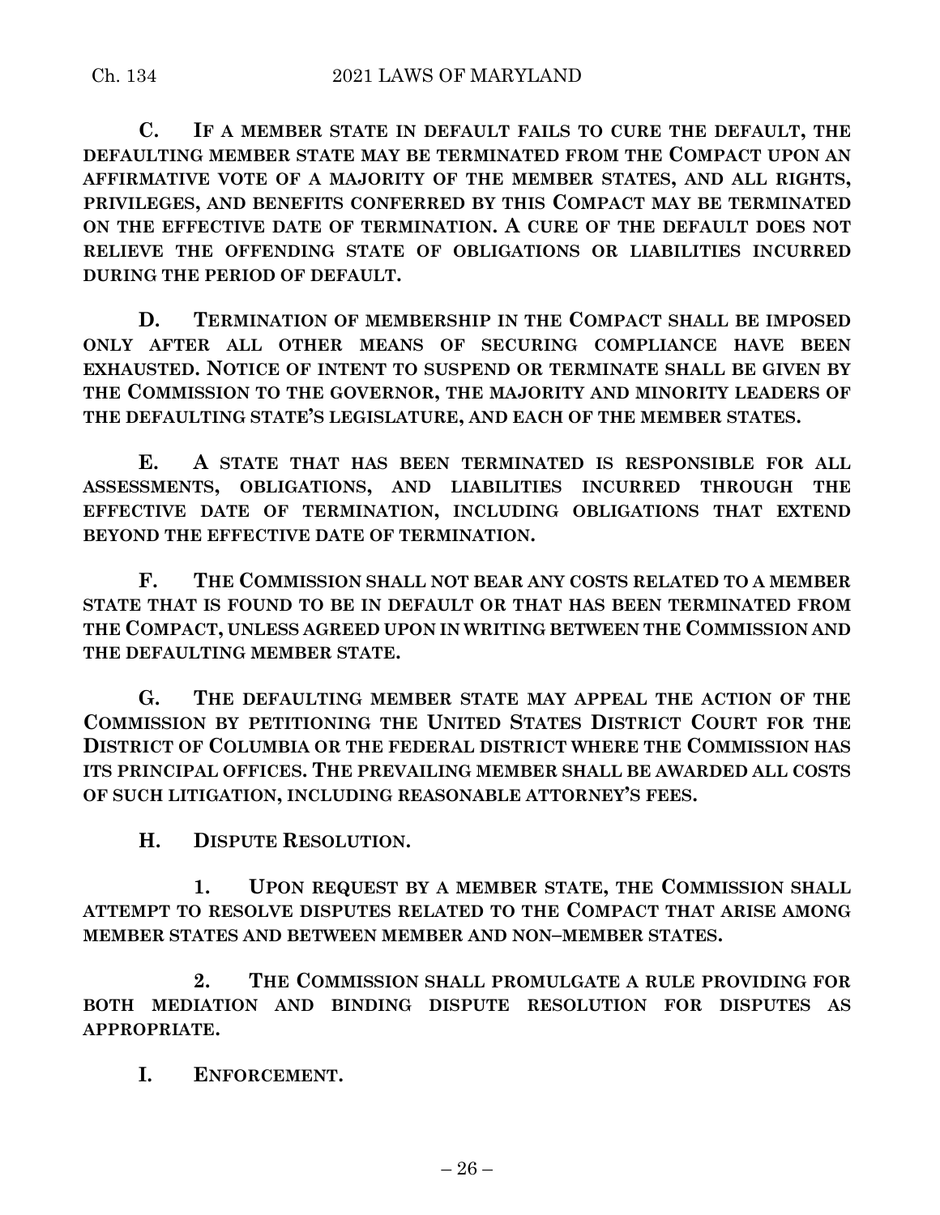**C. IF A MEMBER STATE IN DEFAULT FAILS TO CURE THE DEFAULT, THE DEFAULTING MEMBER STATE MAY BE TERMINATED FROM THE COMPACT UPON AN AFFIRMATIVE VOTE OF A MAJORITY OF THE MEMBER STATES, AND ALL RIGHTS, PRIVILEGES, AND BENEFITS CONFERRED BY THIS COMPACT MAY BE TERMINATED ON THE EFFECTIVE DATE OF TERMINATION. A CURE OF THE DEFAULT DOES NOT RELIEVE THE OFFENDING STATE OF OBLIGATIONS OR LIABILITIES INCURRED DURING THE PERIOD OF DEFAULT.**

**D. TERMINATION OF MEMBERSHIP IN THE COMPACT SHALL BE IMPOSED ONLY AFTER ALL OTHER MEANS OF SECURING COMPLIANCE HAVE BEEN EXHAUSTED. NOTICE OF INTENT TO SUSPEND OR TERMINATE SHALL BE GIVEN BY THE COMMISSION TO THE GOVERNOR, THE MAJORITY AND MINORITY LEADERS OF THE DEFAULTING STATE'S LEGISLATURE, AND EACH OF THE MEMBER STATES.**

**E. A STATE THAT HAS BEEN TERMINATED IS RESPONSIBLE FOR ALL ASSESSMENTS, OBLIGATIONS, AND LIABILITIES INCURRED THROUGH THE EFFECTIVE DATE OF TERMINATION, INCLUDING OBLIGATIONS THAT EXTEND BEYOND THE EFFECTIVE DATE OF TERMINATION.**

**F. THE COMMISSION SHALL NOT BEAR ANY COSTS RELATED TO A MEMBER STATE THAT IS FOUND TO BE IN DEFAULT OR THAT HAS BEEN TERMINATED FROM THE COMPACT, UNLESS AGREED UPON IN WRITING BETWEEN THE COMMISSION AND THE DEFAULTING MEMBER STATE.**

**G. THE DEFAULTING MEMBER STATE MAY APPEAL THE ACTION OF THE COMMISSION BY PETITIONING THE UNITED STATES DISTRICT COURT FOR THE DISTRICT OF COLUMBIA OR THE FEDERAL DISTRICT WHERE THE COMMISSION HAS ITS PRINCIPAL OFFICES. THE PREVAILING MEMBER SHALL BE AWARDED ALL COSTS OF SUCH LITIGATION, INCLUDING REASONABLE ATTORNEY'S FEES.**

**H. DISPUTE RESOLUTION.**

**1. UPON REQUEST BY A MEMBER STATE, THE COMMISSION SHALL ATTEMPT TO RESOLVE DISPUTES RELATED TO THE COMPACT THAT ARISE AMONG MEMBER STATES AND BETWEEN MEMBER AND NON–MEMBER STATES.**

**2. THE COMMISSION SHALL PROMULGATE A RULE PROVIDING FOR BOTH MEDIATION AND BINDING DISPUTE RESOLUTION FOR DISPUTES AS APPROPRIATE.**

**I. ENFORCEMENT.**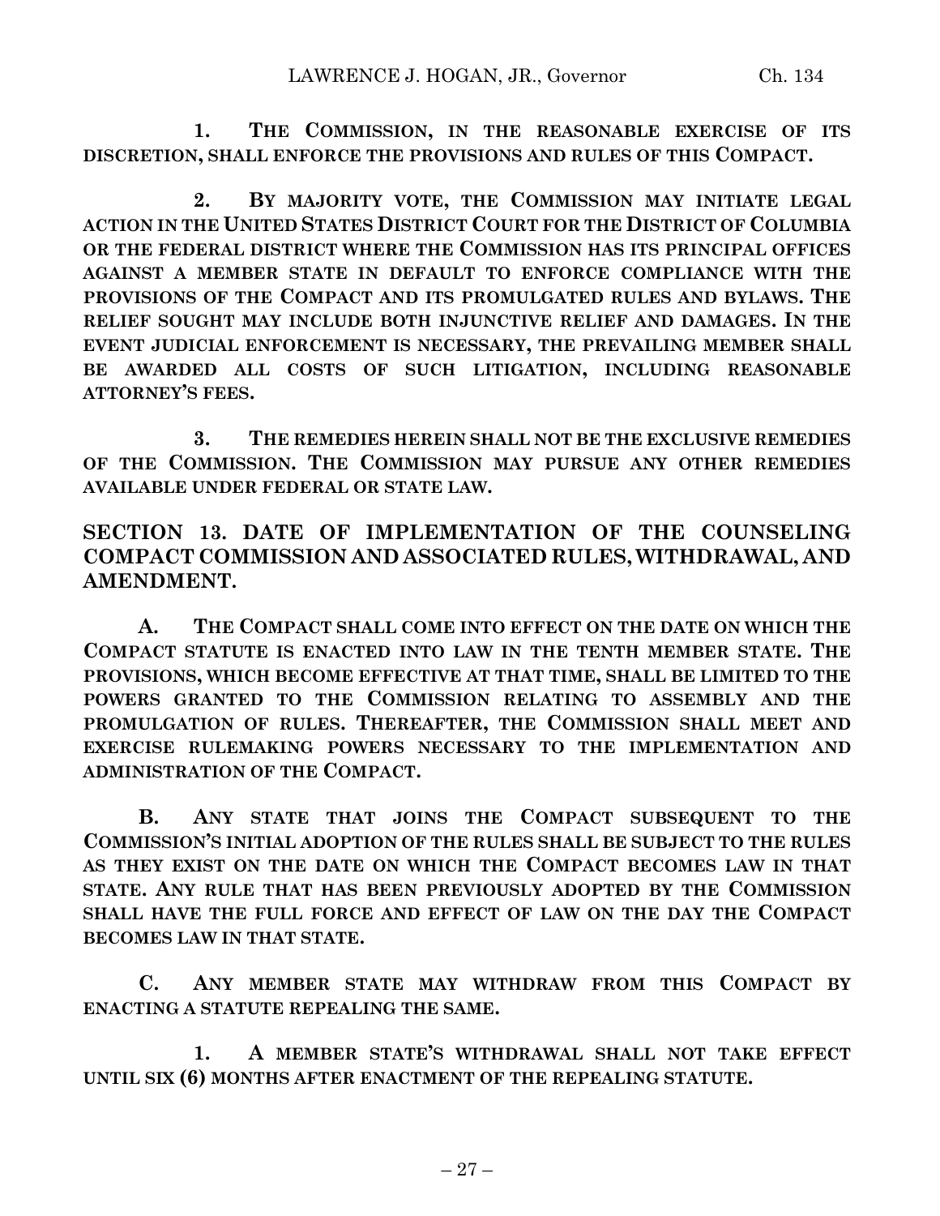**1. THE COMMISSION, IN THE REASONABLE EXERCISE OF ITS DISCRETION, SHALL ENFORCE THE PROVISIONS AND RULES OF THIS COMPACT.**

**2. BY MAJORITY VOTE, THE COMMISSION MAY INITIATE LEGAL ACTION IN THE UNITED STATES DISTRICT COURT FOR THE DISTRICT OF COLUMBIA OR THE FEDERAL DISTRICT WHERE THE COMMISSION HAS ITS PRINCIPAL OFFICES AGAINST A MEMBER STATE IN DEFAULT TO ENFORCE COMPLIANCE WITH THE PROVISIONS OF THE COMPACT AND ITS PROMULGATED RULES AND BYLAWS. THE RELIEF SOUGHT MAY INCLUDE BOTH INJUNCTIVE RELIEF AND DAMAGES. IN THE EVENT JUDICIAL ENFORCEMENT IS NECESSARY, THE PREVAILING MEMBER SHALL BE AWARDED ALL COSTS OF SUCH LITIGATION, INCLUDING REASONABLE ATTORNEY'S FEES.**

**3. THE REMEDIES HEREIN SHALL NOT BE THE EXCLUSIVE REMEDIES OF THE COMMISSION. THE COMMISSION MAY PURSUE ANY OTHER REMEDIES AVAILABLE UNDER FEDERAL OR STATE LAW.**

## SECTION 13. DATE OF IMPLEMENTATION OF THE COUNSELING COMPACT COMMISSION AND ASSOCIATED RULES, WITHDRAWAL, AND AMENDMENT.

**A. THE COMPACT SHALL COME INTO EFFECT ON THE DATE ON WHICH THE COMPACT STATUTE IS ENACTED INTO LAW IN THE TENTH MEMBER STATE. THE PROVISIONS, WHICH BECOME EFFECTIVE AT THAT TIME, SHALL BE LIMITED TO THE POWERS GRANTED TO THE COMMISSION RELATING TO ASSEMBLY AND THE PROMULGATION OF RULES. THEREAFTER, THE COMMISSION SHALL MEET AND EXERCISE RULEMAKING POWERS NECESSARY TO THE IMPLEMENTATION AND ADMINISTRATION OF THE COMPACT.**

**B. ANY STATE THAT JOINS THE COMPACT SUBSEQUENT TO THE COMMISSION'S INITIAL ADOPTION OF THE RULES SHALL BE SUBJECT TO THE RULES AS THEY EXIST ON THE DATE ON WHICH THE COMPACT BECOMES LAW IN THAT STATE. ANY RULE THAT HAS BEEN PREVIOUSLY ADOPTED BY THE COMMISSION SHALL HAVE THE FULL FORCE AND EFFECT OF LAW ON THE DAY THE COMPACT BECOMES LAW IN THAT STATE.**

**C. ANY MEMBER STATE MAY WITHDRAW FROM THIS COMPACT BY ENACTING A STATUTE REPEALING THE SAME.**

**1. A MEMBER STATE'S WITHDRAWAL SHALL NOT TAKE EFFECT UNTIL SIX (6) MONTHS AFTER ENACTMENT OF THE REPEALING STATUTE.**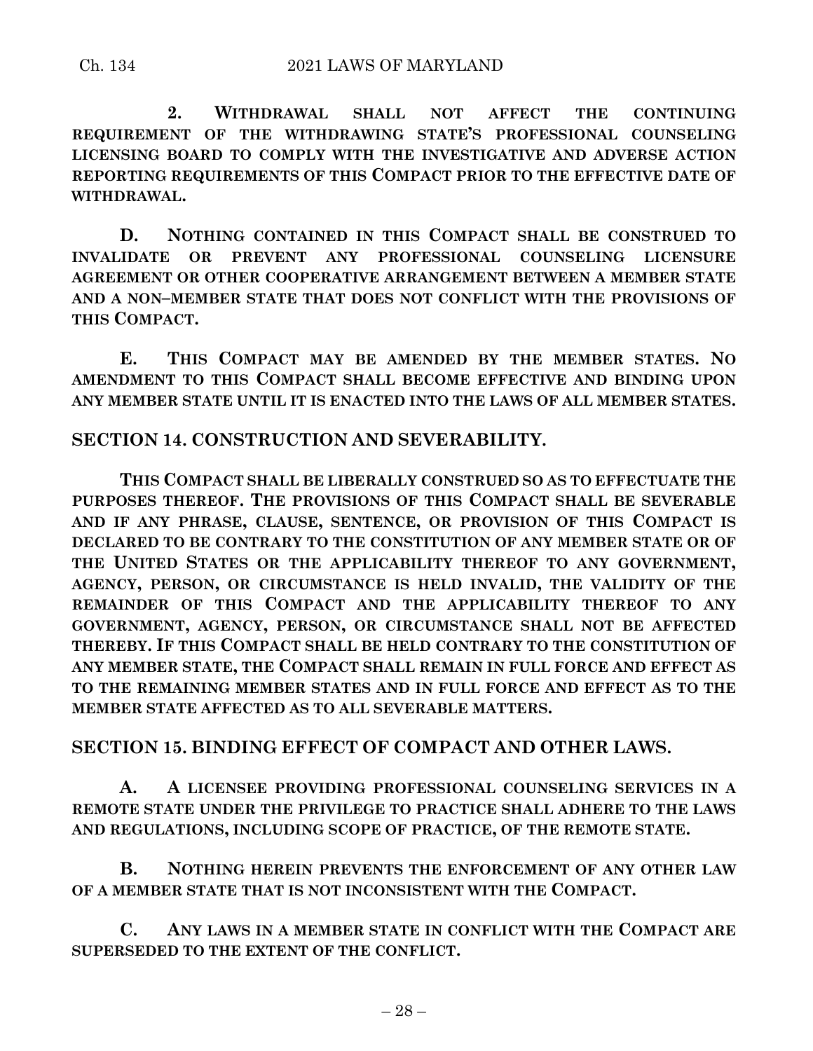**2. WITHDRAWAL SHALL NOT AFFECT THE CONTINUING REQUIREMENT OF THE WITHDRAWING STATE'S PROFESSIONAL COUNSELING LICENSING BOARD TO COMPLY WITH THE INVESTIGATIVE AND ADVERSE ACTION REPORTING REQUIREMENTS OF THIS COMPACT PRIOR TO THE EFFECTIVE DATE OF WITHDRAWAL.**

**D. NOTHING CONTAINED IN THIS COMPACT SHALL BE CONSTRUED TO INVALIDATE OR PREVENT ANY PROFESSIONAL COUNSELING LICENSURE AGREEMENT OR OTHER COOPERATIVE ARRANGEMENT BETWEEN A MEMBER STATE AND A NON–MEMBER STATE THAT DOES NOT CONFLICT WITH THE PROVISIONS OF THIS COMPACT.**

**E. THIS COMPACT MAY BE AMENDED BY THE MEMBER STATES. NO AMENDMENT TO THIS COMPACT SHALL BECOME EFFECTIVE AND BINDING UPON ANY MEMBER STATE UNTIL IT IS ENACTED INTO THE LAWS OF ALL MEMBER STATES.**

## SECTION 14. CONSTRUCTION AND SEVERABILITY.

**THIS COMPACT SHALL BE LIBERALLY CONSTRUED SO AS TO EFFECTUATE THE PURPOSES THEREOF. THE PROVISIONS OF THIS COMPACT SHALL BE SEVERABLE AND IF ANY PHRASE, CLAUSE, SENTENCE, OR PROVISION OF THIS COMPACT IS DECLARED TO BE CONTRARY TO THE CONSTITUTION OF ANY MEMBER STATE OR OF THE UNITED STATES OR THE APPLICABILITY THEREOF TO ANY GOVERNMENT, AGENCY, PERSON, OR CIRCUMSTANCE IS HELD INVALID, THE VALIDITY OF THE REMAINDER OF THIS COMPACT AND THE APPLICABILITY THEREOF TO ANY GOVERNMENT, AGENCY, PERSON, OR CIRCUMSTANCE SHALL NOT BE AFFECTED THEREBY. IF THIS COMPACT SHALL BE HELD CONTRARY TO THE CONSTITUTION OF ANY MEMBER STATE, THE COMPACT SHALL REMAIN IN FULL FORCE AND EFFECT AS TO THE REMAINING MEMBER STATES AND IN FULL FORCE AND EFFECT AS TO THE MEMBER STATE AFFECTED AS TO ALL SEVERABLE MATTERS.**

## SECTION 15. BINDING EFFECT OF COMPACT AND OTHER LAWS.

**A. A LICENSEE PROVIDING PROFESSIONAL COUNSELING SERVICES IN A REMOTE STATE UNDER THE PRIVILEGE TO PRACTICE SHALL ADHERE TO THE LAWS AND REGULATIONS, INCLUDING SCOPE OF PRACTICE, OF THE REMOTE STATE.**

**B. NOTHING HEREIN PREVENTS THE ENFORCEMENT OF ANY OTHER LAW OF A MEMBER STATE THAT IS NOT INCONSISTENT WITH THE COMPACT.**

**C. ANY LAWS IN A MEMBER STATE IN CONFLICT WITH THE COMPACT ARE SUPERSEDED TO THE EXTENT OF THE CONFLICT.**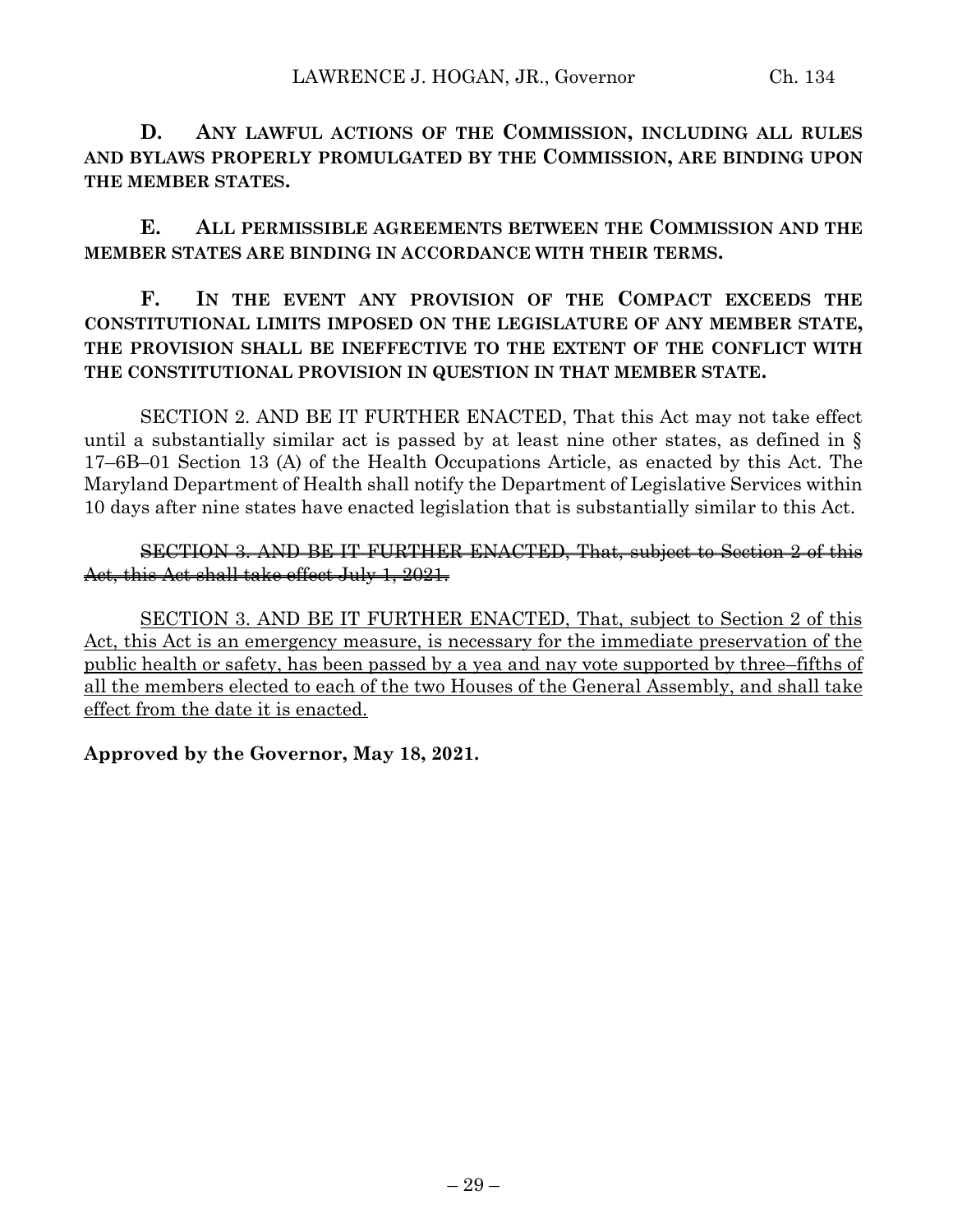**D. ANY LAWFUL ACTIONS OF THE COMMISSION, INCLUDING ALL RULES AND BYLAWS PROPERLY PROMULGATED BY THE COMMISSION, ARE BINDING UPON THE MEMBER STATES.**

**E. ALL PERMISSIBLE AGREEMENTS BETWEEN THE COMMISSION AND THE MEMBER STATES ARE BINDING IN ACCORDANCE WITH THEIR TERMS.**

**F. IN THE EVENT ANY PROVISION OF THE COMPACT EXCEEDS THE CONSTITUTIONAL LIMITS IMPOSED ON THE LEGISLATURE OF ANY MEMBER STATE, THE PROVISION SHALL BE INEFFECTIVE TO THE EXTENT OF THE CONFLICT WITH THE CONSTITUTIONAL PROVISION IN QUESTION IN THAT MEMBER STATE.**

SECTION 2. AND BE IT FURTHER ENACTED, That this Act may not take effect until a substantially similar act is passed by at least nine other states, as defined in § 17–6B–01 Section 13 (A) of the Health Occupations Article, as enacted by this Act. The Maryland Department of Health shall notify the Department of Legislative Services within 10 days after nine states have enacted legislation that is substantially similar to this Act.

~~SECTION 3. AND BE IT FURTHER ENACTED, That, subject to Section 2 of this Act, this Act shall take effect July 1, 2021.~~

<u>SECTION 3. AND BE IT FURTHER ENACTED, That, subject to Section 2 of this Act, this Act is an emergency measure, is necessary for the immediate preservation of the public health or safety, has been passed by a yea and nay vote supported by three–fifths of all the members elected to each of the two Houses of the General Assembly, and shall take effect from the date it is enacted.</u>

**Approved by the Governor, May 18, 2021.**